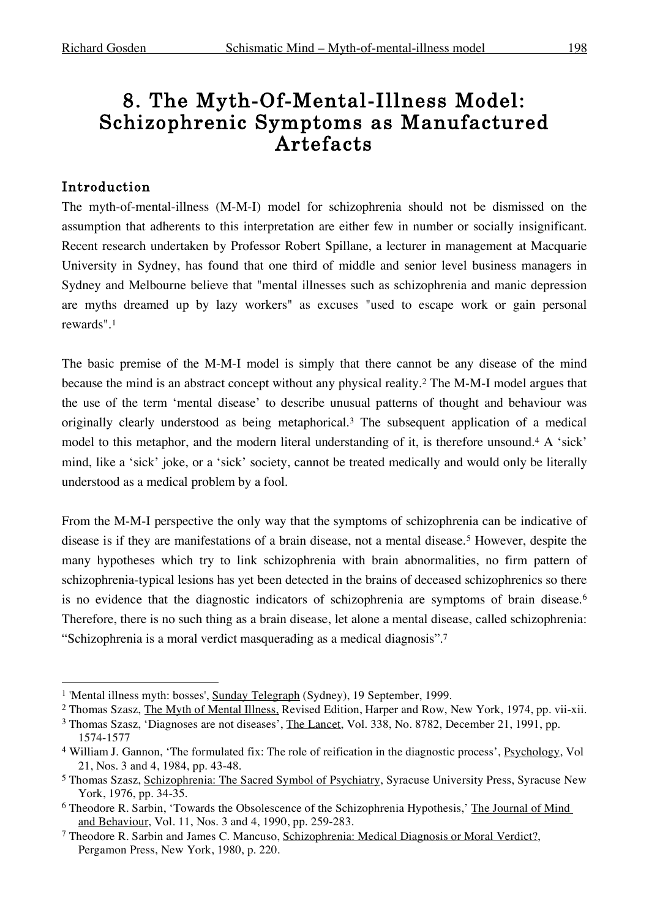# 8. The Myth-Of-Mental-Illness Model: Schizophrenic Symptoms as Manufactured Artefacts

## Introduction

The myth-of-mental-illness (M-M-I) model for schizophrenia should not be dismissed on the assumption that adherents to this interpretation are either few in number or socially insignificant. Recent research undertaken by Professor Robert Spillane, a lecturer in management at Macquarie University in Sydney, has found that one third of middle and senior level business managers in Sydney and Melbourne believe that "mental illnesses such as schizophrenia and manic depression are myths dreamed up by lazy workers" as excuses "used to escape work or gain personal rewards".[1]

The basic premise of the M-M-I model is simply that there cannot be any disease of the mind because the mind is an abstract concept without any physical reality.[2] The M-M-I model argues that the use of the term 'mental disease' to describe unusual patterns of thought and behaviour was originally clearly understood as being metaphorical.[3] The subsequent application of a medical model to this metaphor, and the modern literal understanding of it, is therefore unsound.[4] A 'sick' mind, like a 'sick' joke, or a 'sick' society, cannot be treated medically and would only be literally understood as a medical problem by a fool.

From the M-M-I perspective the only way that the symptoms of schizophrenia can be indicative of disease is if they are manifestations of a brain disease, not a mental disease.[5] However, despite the many hypotheses which try to link schizophrenia with brain abnormalities, no firm pattern of schizophrenia-typical lesions has yet been detected in the brains of deceased schizophrenics so there is no evidence that the diagnostic indicators of schizophrenia are symptoms of brain disease.[6] Therefore, there is no such thing as a brain disease, let alone a mental disease, called schizophrenia: "Schizophrenia is a moral verdict masquerading as a medical diagnosis".[7]

---

[1] 'Mental illness myth: bosses', Sunday Telegraph (Sydney), 19 September, 1999.

[2] Thomas Szasz, The Myth of Mental Illness, Revised Edition, Harper and Row, New York, 1974, pp. vii-xii.

[3] Thomas Szasz, 'Diagnoses are not diseases', The Lancet, Vol. 338, No. 8782, December 21, 1991, pp. 1574-1577

[4] William J. Gannon, 'The formulated fix: The role of reification in the diagnostic process', Psychology, Vol 21, Nos. 3 and 4, 1984, pp. 43-48.

[5] Thomas Szasz, Schizophrenia: The Sacred Symbol of Psychiatry, Syracuse University Press, Syracuse New York, 1976, pp. 34-35.

[6] Theodore R. Sarbin, 'Towards the Obsolescence of the Schizophrenia Hypothesis,' The Journal of Mind and Behaviour, Vol. 11, Nos. 3 and 4, 1990, pp. 259-283.

[7] Theodore R. Sarbin and James C. Mancuso, Schizophrenia: Medical Diagnosis or Moral Verdict?, Pergamon Press, New York, 1980, p. 220.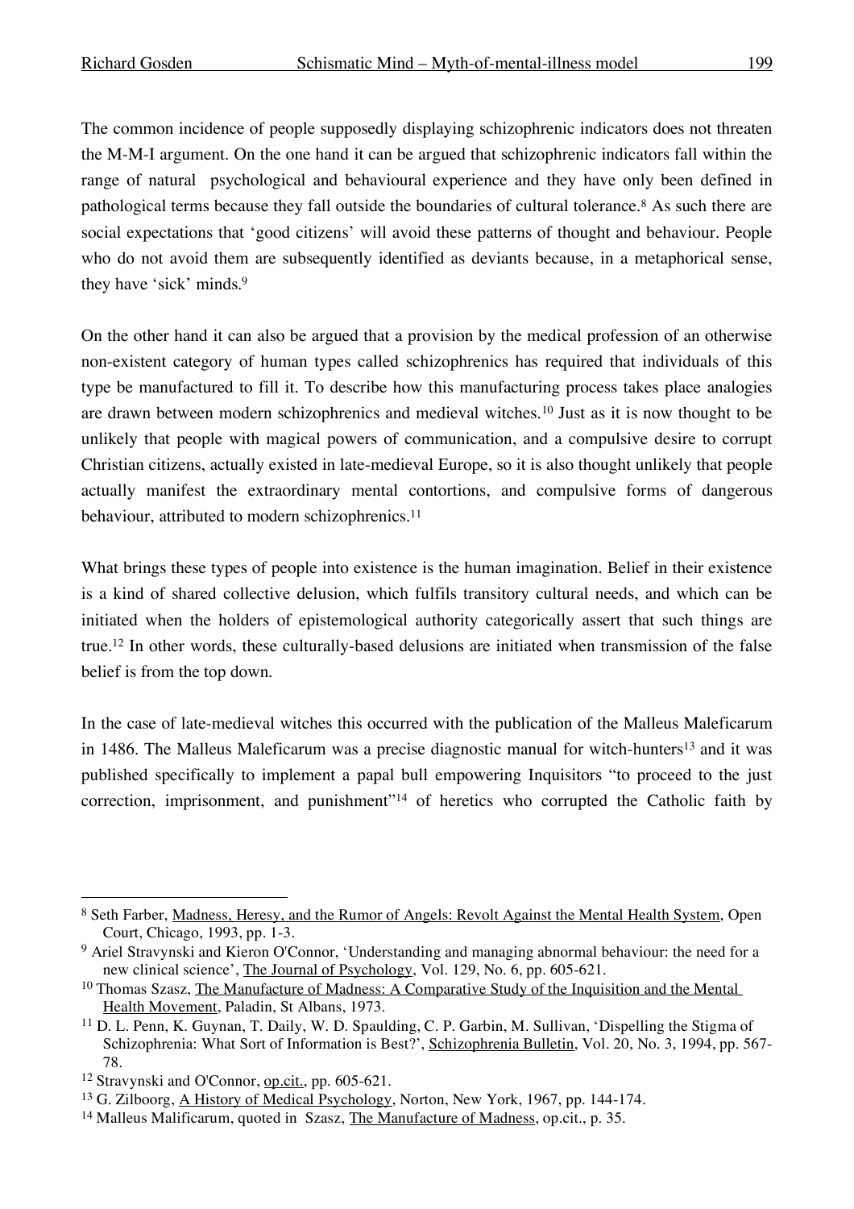The common incidence of people supposedly displaying schizophrenic indicators does not threaten the M-M-I argument. On the one hand it can be argued that schizophrenic indicators fall within the range of natural psychological and behavioural experience and they have only been defined in pathological terms because they fall outside the boundaries of cultural tolerance.[8] As such there are social expectations that 'good citizens' will avoid these patterns of thought and behaviour. People who do not avoid them are subsequently identified as deviants because, in a metaphorical sense, they have 'sick' minds.[9]

On the other hand it can also be argued that a provision by the medical profession of an otherwise non-existent category of human types called schizophrenics has required that individuals of this type be manufactured to fill it. To describe how this manufacturing process takes place analogies are drawn between modern schizophrenics and medieval witches.[10] Just as it is now thought to be unlikely that people with magical powers of communication, and a compulsive desire to corrupt Christian citizens, actually existed in late-medieval Europe, so it is also thought unlikely that people actually manifest the extraordinary mental contortions, and compulsive forms of dangerous behaviour, attributed to modern schizophrenics.[11]

What brings these types of people into existence is the human imagination. Belief in their existence is a kind of shared collective delusion, which fulfils transitory cultural needs, and which can be initiated when the holders of epistemological authority categorically assert that such things are true.[12] In other words, these culturally-based delusions are initiated when transmission of the false belief is from the top down.

In the case of late-medieval witches this occurred with the publication of the Malleus Maleficarum in 1486. The Malleus Maleficarum was a precise diagnostic manual for witch-hunters[13] and it was published specifically to implement a papal bull empowering Inquisitors "to proceed to the just correction, imprisonment, and punishment"[14] of heretics who corrupted the Catholic faith by

---

[8] Seth Farber, Madness, Heresy, and the Rumor of Angels: Revolt Against the Mental Health System, Open Court, Chicago, 1993, pp. 1-3.

[9] Ariel Stravynski and Kieron O'Connor, 'Understanding and managing abnormal behaviour: the need for a new clinical science', The Journal of Psychology, Vol. 129, No. 6, pp. 605-621.

[10] Thomas Szasz, The Manufacture of Madness: A Comparative Study of the Inquisition and the Mental Health Movement, Paladin, St Albans, 1973.

[11] D. L. Penn, K. Guynan, T. Daily, W. D. Spaulding, C. P. Garbin, M. Sullivan, 'Dispelling the Stigma of Schizophrenia: What Sort of Information is Best?', Schizophrenia Bulletin, Vol. 20, No. 3, 1994, pp. 567-78.

[12] Stravynski and O'Connor, op.cit., pp. 605-621.

[13] G. Zilboorg, A History of Medical Psychology, Norton, New York, 1967, pp. 144-174.

[14] Malleus Malificarum, quoted in Szasz, The Manufacture of Madness, op.cit., p. 35.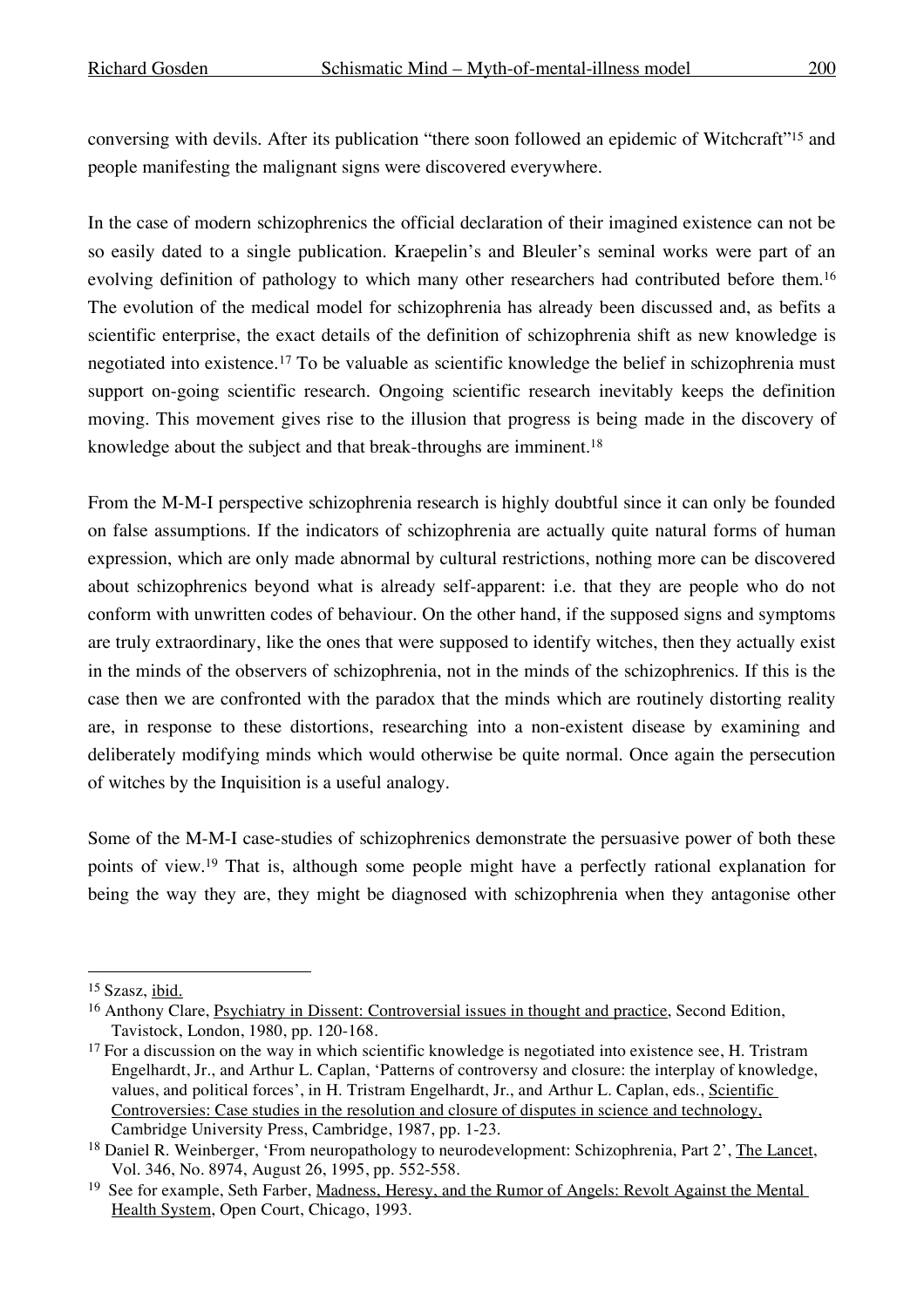conversing with devils. After its publication "there soon followed an epidemic of Witchcraft"[15] and people manifesting the malignant signs were discovered everywhere.

In the case of modern schizophrenics the official declaration of their imagined existence can not be so easily dated to a single publication. Kraepelin's and Bleuler's seminal works were part of an evolving definition of pathology to which many other researchers had contributed before them.[16] The evolution of the medical model for schizophrenia has already been discussed and, as befits a scientific enterprise, the exact details of the definition of schizophrenia shift as new knowledge is negotiated into existence.[17] To be valuable as scientific knowledge the belief in schizophrenia must support on-going scientific research. Ongoing scientific research inevitably keeps the definition moving. This movement gives rise to the illusion that progress is being made in the discovery of knowledge about the subject and that break-throughs are imminent.[18]

From the M-M-I perspective schizophrenia research is highly doubtful since it can only be founded on false assumptions. If the indicators of schizophrenia are actually quite natural forms of human expression, which are only made abnormal by cultural restrictions, nothing more can be discovered about schizophrenics beyond what is already self-apparent: i.e. that they are people who do not conform with unwritten codes of behaviour. On the other hand, if the supposed signs and symptoms are truly extraordinary, like the ones that were supposed to identify witches, then they actually exist in the minds of the observers of schizophrenia, not in the minds of the schizophrenics. If this is the case then we are confronted with the paradox that the minds which are routinely distorting reality are, in response to these distortions, researching into a non-existent disease by examining and deliberately modifying minds which would otherwise be quite normal. Once again the persecution of witches by the Inquisition is a useful analogy.

Some of the M-M-I case-studies of schizophrenics demonstrate the persuasive power of both these points of view.[19] That is, although some people might have a perfectly rational explanation for being the way they are, they might be diagnosed with schizophrenia when they antagonise other

---

[15] Szasz, ibid.

[16] Anthony Clare, Psychiatry in Dissent: Controversial issues in thought and practice, Second Edition, Tavistock, London, 1980, pp. 120-168.

[17] For a discussion on the way in which scientific knowledge is negotiated into existence see, H. Tristram Engelhardt, Jr., and Arthur L. Caplan, 'Patterns of controversy and closure: the interplay of knowledge, values, and political forces', in H. Tristram Engelhardt, Jr., and Arthur L. Caplan, eds., Scientific Controversies: Case studies in the resolution and closure of disputes in science and technology, Cambridge University Press, Cambridge, 1987, pp. 1-23.

[18] Daniel R. Weinberger, 'From neuropathology to neurodevelopment: Schizophrenia, Part 2', The Lancet, Vol. 346, No. 8974, August 26, 1995, pp. 552-558.

[19] See for example, Seth Farber, Madness, Heresy, and the Rumor of Angels: Revolt Against the Mental Health System, Open Court, Chicago, 1993.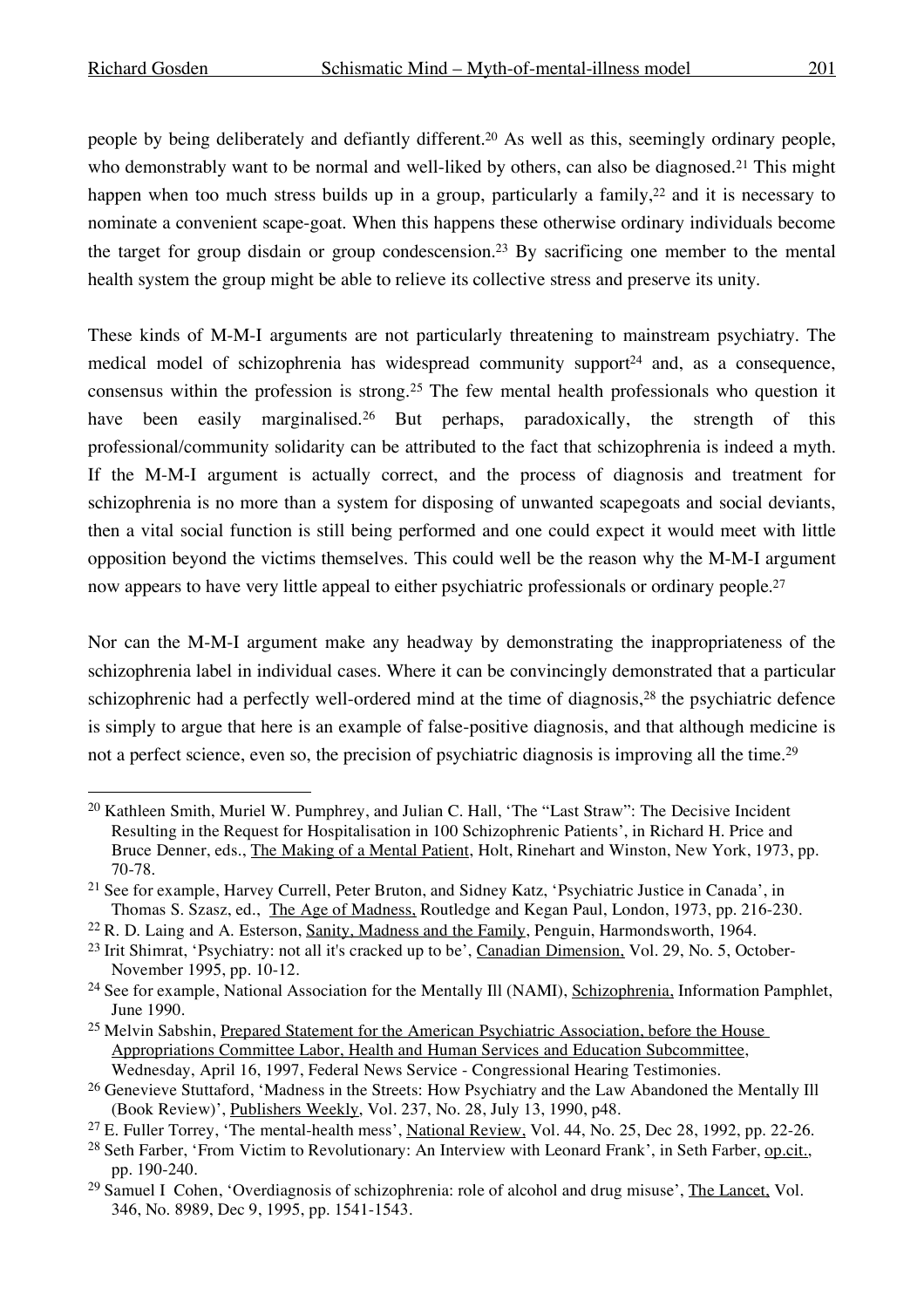people by being deliberately and defiantly different.[20] As well as this, seemingly ordinary people, who demonstrably want to be normal and well-liked by others, can also be diagnosed.[21] This might happen when too much stress builds up in a group, particularly a family,[22] and it is necessary to nominate a convenient scape-goat. When this happens these otherwise ordinary individuals become the target for group disdain or group condescension.[23] By sacrificing one member to the mental health system the group might be able to relieve its collective stress and preserve its unity.

These kinds of M-M-I arguments are not particularly threatening to mainstream psychiatry. The medical model of schizophrenia has widespread community support[24] and, as a consequence, consensus within the profession is strong.[25] The few mental health professionals who question it have been easily marginalised.[26] But perhaps, paradoxically, the strength of this professional/community solidarity can be attributed to the fact that schizophrenia is indeed a myth. If the M-M-I argument is actually correct, and the process of diagnosis and treatment for schizophrenia is no more than a system for disposing of unwanted scapegoats and social deviants, then a vital social function is still being performed and one could expect it would meet with little opposition beyond the victims themselves. This could well be the reason why the M-M-I argument now appears to have very little appeal to either psychiatric professionals or ordinary people.[27]

Nor can the M-M-I argument make any headway by demonstrating the inappropriateness of the schizophrenia label in individual cases. Where it can be convincingly demonstrated that a particular schizophrenic had a perfectly well-ordered mind at the time of diagnosis,[28] the psychiatric defence is simply to argue that here is an example of false-positive diagnosis, and that although medicine is not a perfect science, even so, the precision of psychiatric diagnosis is improving all the time.[29]

---

[20] Kathleen Smith, Muriel W. Pumphrey, and Julian C. Hall, 'The "Last Straw": The Decisive Incident Resulting in the Request for Hospitalisation in 100 Schizophrenic Patients', in Richard H. Price and Bruce Denner, eds., The Making of a Mental Patient, Holt, Rinehart and Winston, New York, 1973, pp. 70-78.

[21] See for example, Harvey Currell, Peter Bruton, and Sidney Katz, 'Psychiatric Justice in Canada', in Thomas S. Szasz, ed., The Age of Madness, Routledge and Kegan Paul, London, 1973, pp. 216-230.

[22] R. D. Laing and A. Esterson, Sanity, Madness and the Family, Penguin, Harmondsworth, 1964.

[23] Irit Shimrat, 'Psychiatry: not all it's cracked up to be', Canadian Dimension, Vol. 29, No. 5, October-November 1995, pp. 10-12.

[24] See for example, National Association for the Mentally Ill (NAMI), Schizophrenia, Information Pamphlet, June 1990.

[25] Melvin Sabshin, Prepared Statement for the American Psychiatric Association, before the House Appropriations Committee Labor, Health and Human Services and Education Subcommittee, Wednesday, April 16, 1997, Federal News Service - Congressional Hearing Testimonies.

[26] Genevieve Stuttaford, 'Madness in the Streets: How Psychiatry and the Law Abandoned the Mentally Ill (Book Review)', Publishers Weekly, Vol. 237, No. 28, July 13, 1990, p48.

[27] E. Fuller Torrey, 'The mental-health mess', National Review, Vol. 44, No. 25, Dec 28, 1992, pp. 22-26.

[28] Seth Farber, 'From Victim to Revolutionary: An Interview with Leonard Frank', in Seth Farber, op.cit., pp. 190-240.

[29] Samuel I Cohen, 'Overdiagnosis of schizophrenia: role of alcohol and drug misuse', The Lancet, Vol. 346, No. 8989, Dec 9, 1995, pp. 1541-1543.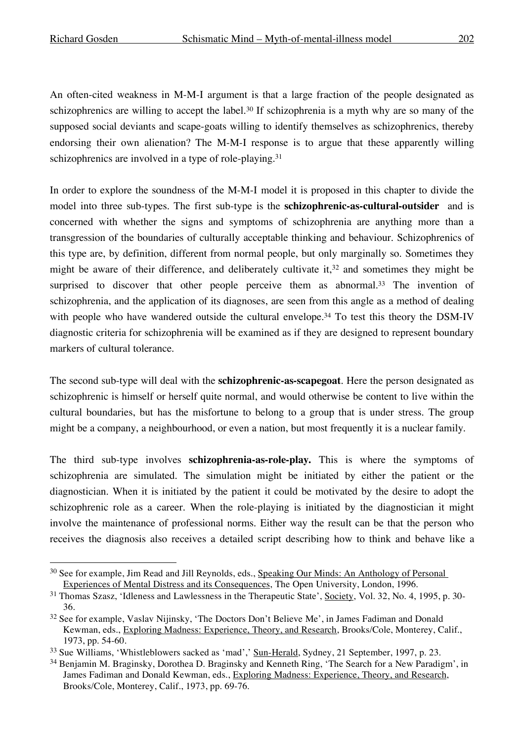An often-cited weakness in M-M-I argument is that a large fraction of the people designated as schizophrenics are willing to accept the label.[30] If schizophrenia is a myth why are so many of the supposed social deviants and scape-goats willing to identify themselves as schizophrenics, thereby endorsing their own alienation? The M-M-I response is to argue that these apparently willing schizophrenics are involved in a type of role-playing.[31]

In order to explore the soundness of the M-M-I model it is proposed in this chapter to divide the model into three sub-types. The first sub-type is the **schizophrenic-as-cultural-outsider** and is concerned with whether the signs and symptoms of schizophrenia are anything more than a transgression of the boundaries of culturally acceptable thinking and behaviour. Schizophrenics of this type are, by definition, different from normal people, but only marginally so. Sometimes they might be aware of their difference, and deliberately cultivate it,[32] and sometimes they might be surprised to discover that other people perceive them as abnormal.[33] The invention of schizophrenia, and the application of its diagnoses, are seen from this angle as a method of dealing with people who have wandered outside the cultural envelope.[34] To test this theory the DSM-IV diagnostic criteria for schizophrenia will be examined as if they are designed to represent boundary markers of cultural tolerance.

The second sub-type will deal with the **schizophrenic-as-scapegoat**. Here the person designated as schizophrenic is himself or herself quite normal, and would otherwise be content to live within the cultural boundaries, but has the misfortune to belong to a group that is under stress. The group might be a company, a neighbourhood, or even a nation, but most frequently it is a nuclear family.

The third sub-type involves **schizophrenia-as-role-play.** This is where the symptoms of schizophrenia are simulated. The simulation might be initiated by either the patient or the diagnostician. When it is initiated by the patient it could be motivated by the desire to adopt the schizophrenic role as a career. When the role-playing is initiated by the diagnostician it might involve the maintenance of professional norms. Either way the result can be that the person who receives the diagnosis also receives a detailed script describing how to think and behave like a

---

[30] See for example, Jim Read and Jill Reynolds, eds., Speaking Our Minds: An Anthology of Personal Experiences of Mental Distress and its Consequences, The Open University, London, 1996.

[31] Thomas Szasz, 'Idleness and Lawlessness in the Therapeutic State', Society, Vol. 32, No. 4, 1995, p. 30-36.

[32] See for example, Vaslav Nijinsky, 'The Doctors Don't Believe Me', in James Fadiman and Donald Kewman, eds., Exploring Madness: Experience, Theory, and Research, Brooks/Cole, Monterey, Calif., 1973, pp. 54-60.

[33] Sue Williams, 'Whistleblowers sacked as 'mad',' Sun-Herald, Sydney, 21 September, 1997, p. 23.

[34] Benjamin M. Braginsky, Dorothea D. Braginsky and Kenneth Ring, 'The Search for a New Paradigm', in James Fadiman and Donald Kewman, eds., Exploring Madness: Experience, Theory, and Research, Brooks/Cole, Monterey, Calif., 1973, pp. 69-76.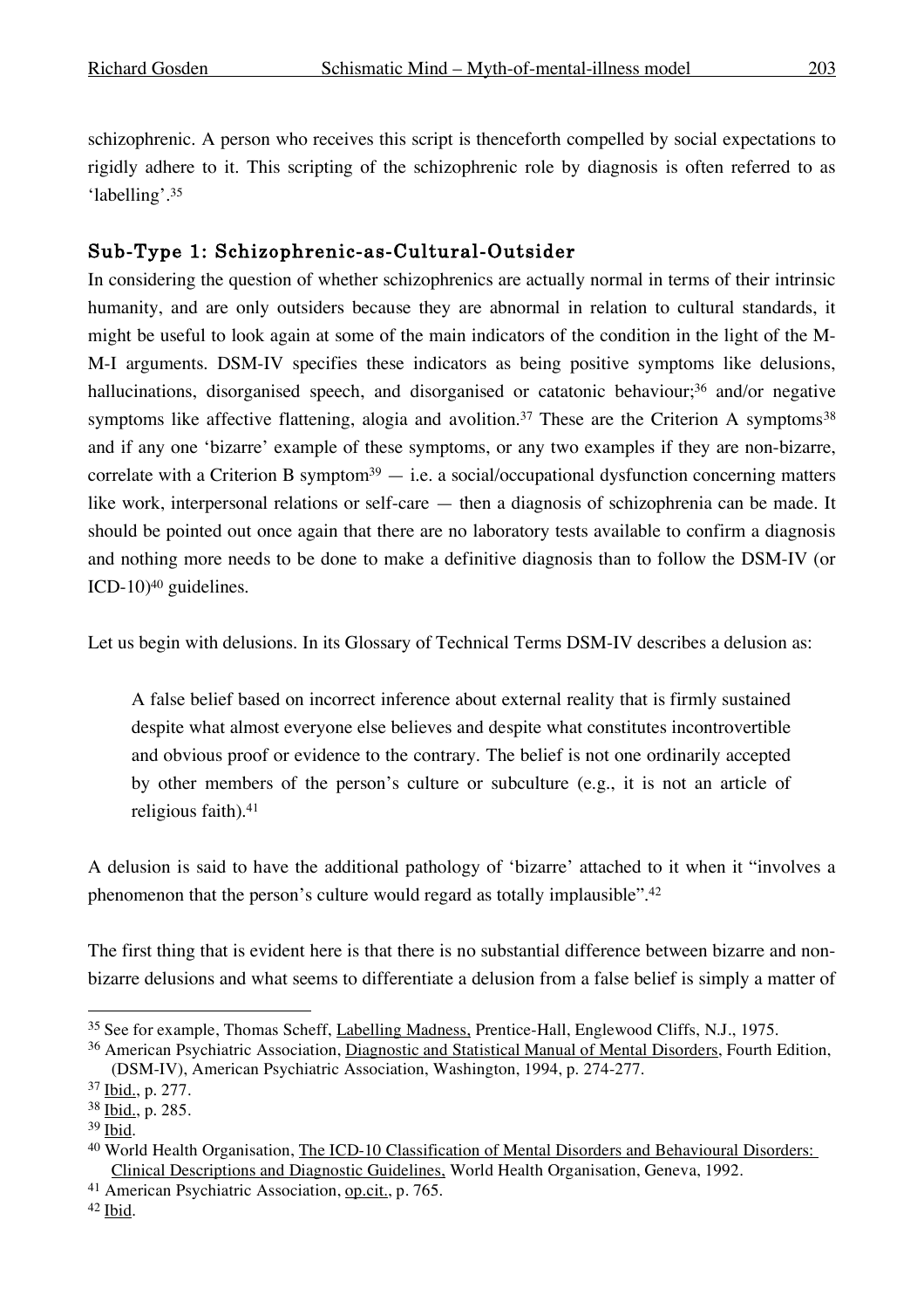schizophrenic. A person who receives this script is thenceforth compelled by social expectations to rigidly adhere to it. This scripting of the schizophrenic role by diagnosis is often referred to as 'labelling'.[35]

## Sub-Type 1: Schizophrenic-as-Cultural-Outsider

In considering the question of whether schizophrenics are actually normal in terms of their intrinsic humanity, and are only outsiders because they are abnormal in relation to cultural standards, it might be useful to look again at some of the main indicators of the condition in the light of the M-M-I arguments. DSM-IV specifies these indicators as being positive symptoms like delusions, hallucinations, disorganised speech, and disorganised or catatonic behaviour;[36] and/or negative symptoms like affective flattening, alogia and avolition.[37] These are the Criterion A symptoms[38] and if any one 'bizarre' example of these symptoms, or any two examples if they are non-bizarre, correlate with a Criterion B symptom[39] — i.e. a social/occupational dysfunction concerning matters like work, interpersonal relations or self-care — then a diagnosis of schizophrenia can be made. It should be pointed out once again that there are no laboratory tests available to confirm a diagnosis and nothing more needs to be done to make a definitive diagnosis than to follow the DSM-IV (or ICD-10)[40] guidelines.

Let us begin with delusions. In its Glossary of Technical Terms DSM-IV describes a delusion as:

> A false belief based on incorrect inference about external reality that is firmly sustained despite what almost everyone else believes and despite what constitutes incontrovertible and obvious proof or evidence to the contrary. The belief is not one ordinarily accepted by other members of the person's culture or subculture (e.g., it is not an article of religious faith).[41]

A delusion is said to have the additional pathology of 'bizarre' attached to it when it "involves a phenomenon that the person's culture would regard as totally implausible".[42]

The first thing that is evident here is that there is no substantial difference between bizarre and non-bizarre delusions and what seems to differentiate a delusion from a false belief is simply a matter of

---

[35] See for example, Thomas Scheff, Labelling Madness, Prentice-Hall, Englewood Cliffs, N.J., 1975.

[36] American Psychiatric Association, Diagnostic and Statistical Manual of Mental Disorders, Fourth Edition, (DSM-IV), American Psychiatric Association, Washington, 1994, p. 274-277.

[37] Ibid., p. 277.

[38] Ibid., p. 285.

[39] Ibid.

[40] World Health Organisation, The ICD-10 Classification of Mental Disorders and Behavioural Disorders: Clinical Descriptions and Diagnostic Guidelines, World Health Organisation, Geneva, 1992.

[41] American Psychiatric Association, op.cit., p. 765.

[42] Ibid.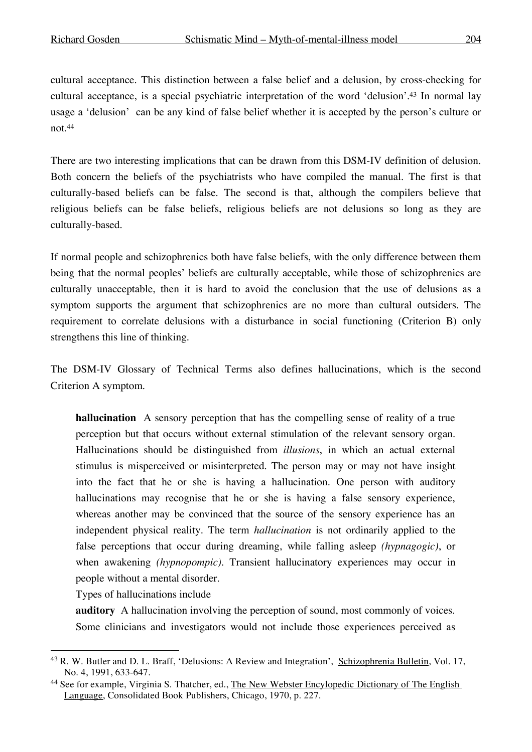cultural acceptance. This distinction between a false belief and a delusion, by cross-checking for cultural acceptance, is a special psychiatric interpretation of the word 'delusion'.[43] In normal lay usage a 'delusion' can be any kind of false belief whether it is accepted by the person's culture or not.[44]

There are two interesting implications that can be drawn from this DSM-IV definition of delusion. Both concern the beliefs of the psychiatrists who have compiled the manual. The first is that culturally-based beliefs can be false. The second is that, although the compilers believe that religious beliefs can be false beliefs, religious beliefs are not delusions so long as they are culturally-based.

If normal people and schizophrenics both have false beliefs, with the only difference between them being that the normal peoples' beliefs are culturally acceptable, while those of schizophrenics are culturally unacceptable, then it is hard to avoid the conclusion that the use of delusions as a symptom supports the argument that schizophrenics are no more than cultural outsiders. The requirement to correlate delusions with a disturbance in social functioning (Criterion B) only strengthens this line of thinking.

The DSM-IV Glossary of Technical Terms also defines hallucinations, which is the second Criterion A symptom.

> **hallucination** A sensory perception that has the compelling sense of reality of a true perception but that occurs without external stimulation of the relevant sensory organ. Hallucinations should be distinguished from *illusions*, in which an actual external stimulus is misperceived or misinterpreted. The person may or may not have insight into the fact that he or she is having a hallucination. One person with auditory hallucinations may recognise that he or she is having a false sensory experience, whereas another may be convinced that the source of the sensory experience has an independent physical reality. The term *hallucination* is not ordinarily applied to the false perceptions that occur during dreaming, while falling asleep *(hypnagogic)*, or when awakening *(hypnopompic)*. Transient hallucinatory experiences may occur in people without a mental disorder.
>
> Types of hallucinations include
>
> **auditory** A hallucination involving the perception of sound, most commonly of voices. Some clinicians and investigators would not include those experiences perceived as

---

[43] R. W. Butler and D. L. Braff, 'Delusions: A Review and Integration', Schizophrenia Bulletin, Vol. 17, No. 4, 1991, 633-647.

[44] See for example, Virginia S. Thatcher, ed., The New Webster Encylopedic Dictionary of The English Language, Consolidated Book Publishers, Chicago, 1970, p. 227.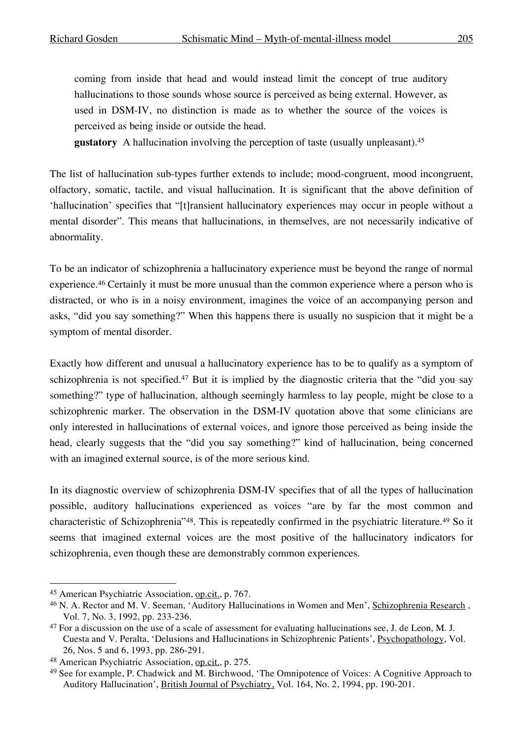coming from inside that head and would instead limit the concept of true auditory hallucinations to those sounds whose source is perceived as being external. However, as used in DSM-IV, no distinction is made as to whether the source of the voices is perceived as being inside or outside the head.

**gustatory** A hallucination involving the perception of taste (usually unpleasant).[45]

The list of hallucination sub-types further extends to include; mood-congruent, mood incongruent, olfactory, somatic, tactile, and visual hallucination. It is significant that the above definition of 'hallucination' specifies that "[t]ransient hallucinatory experiences may occur in people without a mental disorder". This means that hallucinations, in themselves, are not necessarily indicative of abnormality.

To be an indicator of schizophrenia a hallucinatory experience must be beyond the range of normal experience.[46] Certainly it must be more unusual than the common experience where a person who is distracted, or who is in a noisy environment, imagines the voice of an accompanying person and asks, "did you say something?" When this happens there is usually no suspicion that it might be a symptom of mental disorder.

Exactly how different and unusual a hallucinatory experience has to be to qualify as a symptom of schizophrenia is not specified.[47] But it is implied by the diagnostic criteria that the "did you say something?" type of hallucination, although seemingly harmless to lay people, might be close to a schizophrenic marker. The observation in the DSM-IV quotation above that some clinicians are only interested in hallucinations of external voices, and ignore those perceived as being inside the head, clearly suggests that the "did you say something?" kind of hallucination, being concerned with an imagined external source, is of the more serious kind.

In its diagnostic overview of schizophrenia DSM-IV specifies that of all the types of hallucination possible, auditory hallucinations experienced as voices "are by far the most common and characteristic of Schizophrenia"[48]. This is repeatedly confirmed in the psychiatric literature.[49] So it seems that imagined external voices are the most positive of the hallucinatory indicators for schizophrenia, even though these are demonstrably common experiences.

---

[45] American Psychiatric Association, op.cit., p. 767.

[46] N. A. Rector and M. V. Seeman, 'Auditory Hallucinations in Women and Men', Schizophrenia Research, Vol. 7, No. 3, 1992, pp. 233-236.

[47] For a discussion on the use of a scale of assessment for evaluating hallucinations see, J. de Leon, M. J. Cuesta and V. Peralta, 'Delusions and Hallucinations in Schizophrenic Patients', Psychopathology, Vol. 26, Nos. 5 and 6, 1993, pp. 286-291.

[48] American Psychiatric Association, op.cit., p. 275.

[49] See for example, P. Chadwick and M. Birchwood, 'The Omnipotence of Voices: A Cognitive Approach to Auditory Hallucination', British Journal of Psychiatry, Vol. 164, No. 2, 1994, pp. 190-201.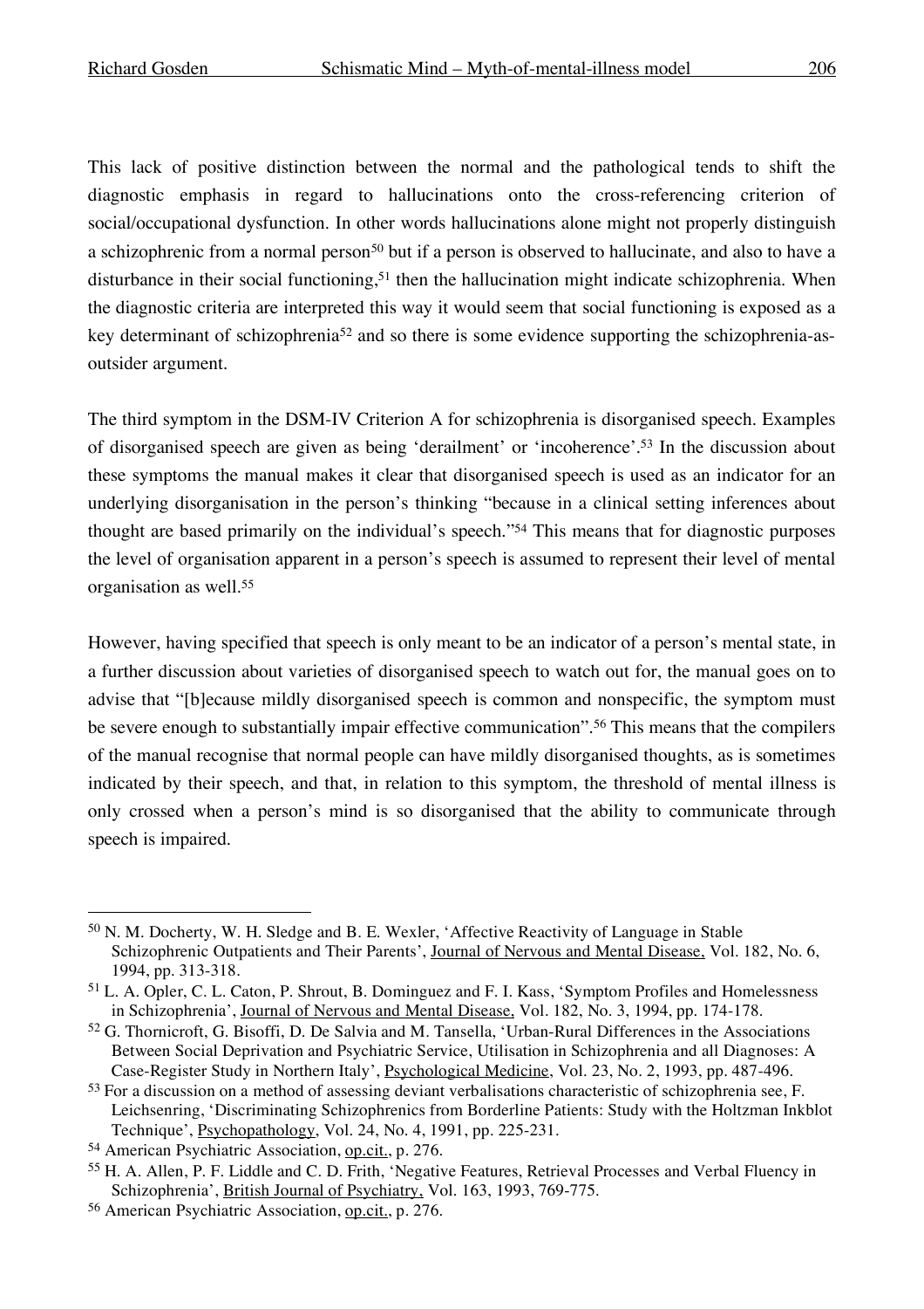This lack of positive distinction between the normal and the pathological tends to shift the diagnostic emphasis in regard to hallucinations onto the cross-referencing criterion of social/occupational dysfunction. In other words hallucinations alone might not properly distinguish a schizophrenic from a normal person[50] but if a person is observed to hallucinate, and also to have a disturbance in their social functioning,[51] then the hallucination might indicate schizophrenia. When the diagnostic criteria are interpreted this way it would seem that social functioning is exposed as a key determinant of schizophrenia[52] and so there is some evidence supporting the schizophrenia-as-outsider argument.

The third symptom in the DSM-IV Criterion A for schizophrenia is disorganised speech. Examples of disorganised speech are given as being 'derailment' or 'incoherence'.[53] In the discussion about these symptoms the manual makes it clear that disorganised speech is used as an indicator for an underlying disorganisation in the person's thinking "because in a clinical setting inferences about thought are based primarily on the individual's speech."[54] This means that for diagnostic purposes the level of organisation apparent in a person's speech is assumed to represent their level of mental organisation as well.[55]

However, having specified that speech is only meant to be an indicator of a person's mental state, in a further discussion about varieties of disorganised speech to watch out for, the manual goes on to advise that "[b]ecause mildly disorganised speech is common and nonspecific, the symptom must be severe enough to substantially impair effective communication".[56] This means that the compilers of the manual recognise that normal people can have mildly disorganised thoughts, as is sometimes indicated by their speech, and that, in relation to this symptom, the threshold of mental illness is only crossed when a person's mind is so disorganised that the ability to communicate through speech is impaired.

---

[50] N. M. Docherty, W. H. Sledge and B. E. Wexler, 'Affective Reactivity of Language in Stable Schizophrenic Outpatients and Their Parents', Journal of Nervous and Mental Disease, Vol. 182, No. 6, 1994, pp. 313-318.

[51] L. A. Opler, C. L. Caton, P. Shrout, B. Dominguez and F. I. Kass, 'Symptom Profiles and Homelessness in Schizophrenia', Journal of Nervous and Mental Disease, Vol. 182, No. 3, 1994, pp. 174-178.

[52] G. Thornicroft, G. Bisoffi, D. De Salvia and M. Tansella, 'Urban-Rural Differences in the Associations Between Social Deprivation and Psychiatric Service, Utilisation in Schizophrenia and all Diagnoses: A Case-Register Study in Northern Italy', Psychological Medicine, Vol. 23, No. 2, 1993, pp. 487-496.

[53] For a discussion on a method of assessing deviant verbalisations characteristic of schizophrenia see, F. Leichsenring, 'Discriminating Schizophrenics from Borderline Patients: Study with the Holtzman Inkblot Technique', Psychopathology, Vol. 24, No. 4, 1991, pp. 225-231.

[54] American Psychiatric Association, op.cit., p. 276.

[55] H. A. Allen, P. F. Liddle and C. D. Frith, 'Negative Features, Retrieval Processes and Verbal Fluency in Schizophrenia', British Journal of Psychiatry, Vol. 163, 1993, 769-775.

[56] American Psychiatric Association, op.cit., p. 276.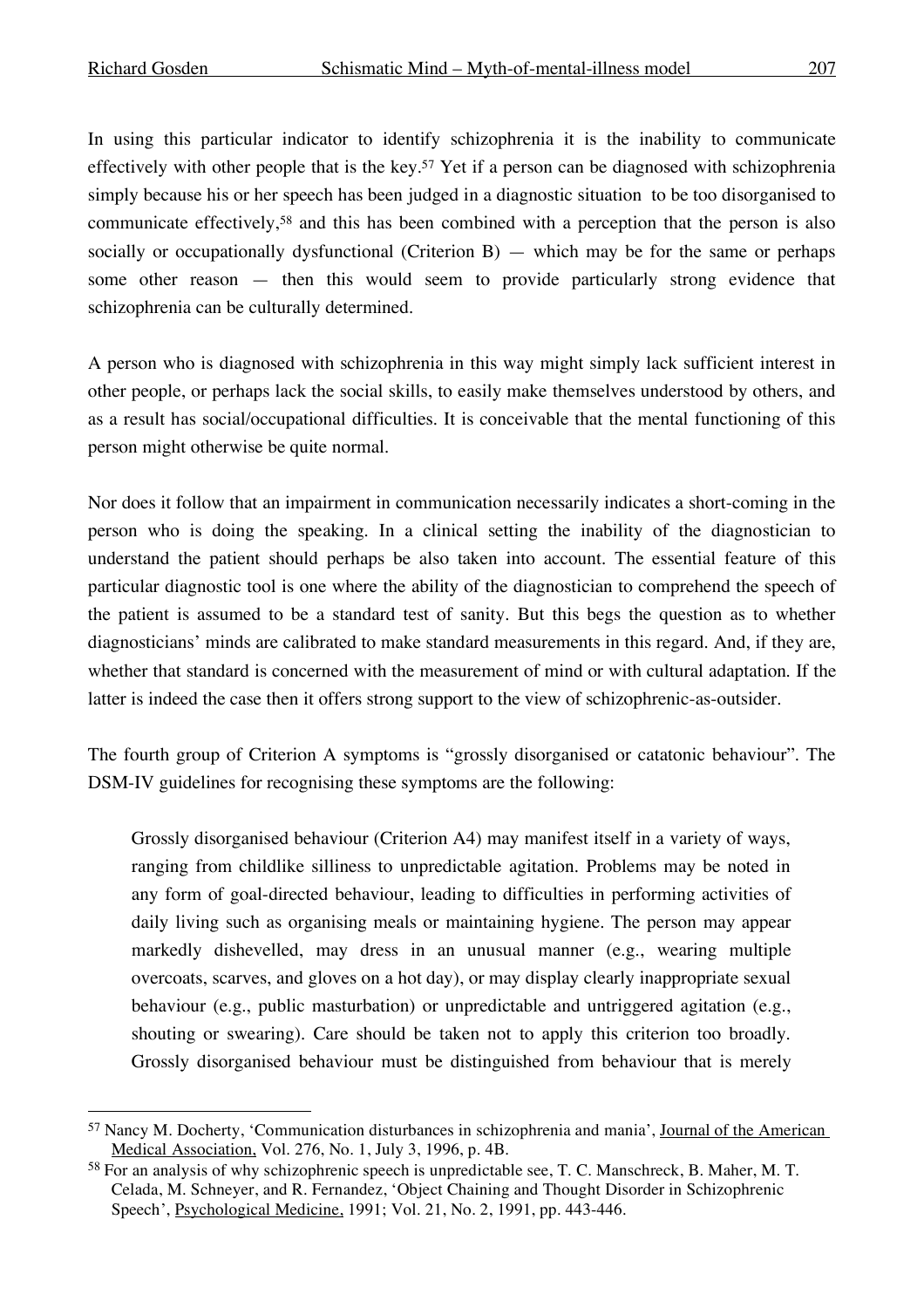In using this particular indicator to identify schizophrenia it is the inability to communicate effectively with other people that is the key.[57] Yet if a person can be diagnosed with schizophrenia simply because his or her speech has been judged in a diagnostic situation to be too disorganised to communicate effectively,[58] and this has been combined with a perception that the person is also socially or occupationally dysfunctional (Criterion B) — which may be for the same or perhaps some other reason — then this would seem to provide particularly strong evidence that schizophrenia can be culturally determined.

A person who is diagnosed with schizophrenia in this way might simply lack sufficient interest in other people, or perhaps lack the social skills, to easily make themselves understood by others, and as a result has social/occupational difficulties. It is conceivable that the mental functioning of this person might otherwise be quite normal.

Nor does it follow that an impairment in communication necessarily indicates a short-coming in the person who is doing the speaking. In a clinical setting the inability of the diagnostician to understand the patient should perhaps be also taken into account. The essential feature of this particular diagnostic tool is one where the ability of the diagnostician to comprehend the speech of the patient is assumed to be a standard test of sanity. But this begs the question as to whether diagnosticians' minds are calibrated to make standard measurements in this regard. And, if they are, whether that standard is concerned with the measurement of mind or with cultural adaptation. If the latter is indeed the case then it offers strong support to the view of schizophrenic-as-outsider.

The fourth group of Criterion A symptoms is "grossly disorganised or catatonic behaviour". The DSM-IV guidelines for recognising these symptoms are the following:

> Grossly disorganised behaviour (Criterion A4) may manifest itself in a variety of ways, ranging from childlike silliness to unpredictable agitation. Problems may be noted in any form of goal-directed behaviour, leading to difficulties in performing activities of daily living such as organising meals or maintaining hygiene. The person may appear markedly dishevelled, may dress in an unusual manner (e.g., wearing multiple overcoats, scarves, and gloves on a hot day), or may display clearly inappropriate sexual behaviour (e.g., public masturbation) or unpredictable and untriggered agitation (e.g., shouting or swearing). Care should be taken not to apply this criterion too broadly. Grossly disorganised behaviour must be distinguished from behaviour that is merely

---

[57] Nancy M. Docherty, 'Communication disturbances in schizophrenia and mania', Journal of the American Medical Association, Vol. 276, No. 1, July 3, 1996, p. 4B.

[58] For an analysis of why schizophrenic speech is unpredictable see, T. C. Manschreck, B. Maher, M. T. Celada, M. Schneyer, and R. Fernandez, 'Object Chaining and Thought Disorder in Schizophrenic Speech', Psychological Medicine, 1991; Vol. 21, No. 2, 1991, pp. 443-446.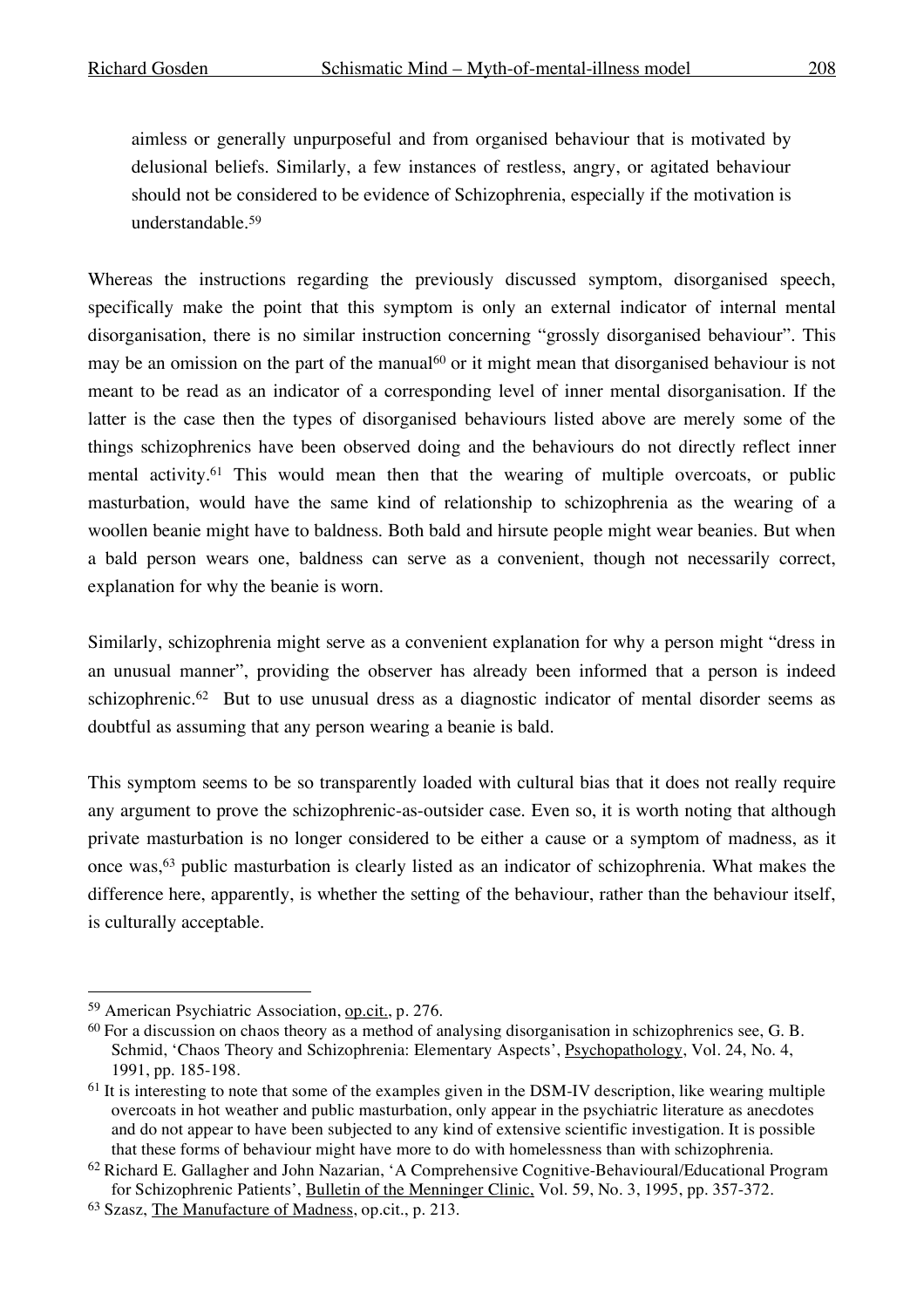aimless or generally unpurposeful and from organised behaviour that is motivated by delusional beliefs. Similarly, a few instances of restless, angry, or agitated behaviour should not be considered to be evidence of Schizophrenia, especially if the motivation is understandable.[59]

Whereas the instructions regarding the previously discussed symptom, disorganised speech, specifically make the point that this symptom is only an external indicator of internal mental disorganisation, there is no similar instruction concerning "grossly disorganised behaviour". This may be an omission on the part of the manual[60] or it might mean that disorganised behaviour is not meant to be read as an indicator of a corresponding level of inner mental disorganisation. If the latter is the case then the types of disorganised behaviours listed above are merely some of the things schizophrenics have been observed doing and the behaviours do not directly reflect inner mental activity.[61] This would mean then that the wearing of multiple overcoats, or public masturbation, would have the same kind of relationship to schizophrenia as the wearing of a woollen beanie might have to baldness. Both bald and hirsute people might wear beanies. But when a bald person wears one, baldness can serve as a convenient, though not necessarily correct, explanation for why the beanie is worn.

Similarly, schizophrenia might serve as a convenient explanation for why a person might "dress in an unusual manner", providing the observer has already been informed that a person is indeed schizophrenic.[62] But to use unusual dress as a diagnostic indicator of mental disorder seems as doubtful as assuming that any person wearing a beanie is bald.

This symptom seems to be so transparently loaded with cultural bias that it does not really require any argument to prove the schizophrenic-as-outsider case. Even so, it is worth noting that although private masturbation is no longer considered to be either a cause or a symptom of madness, as it once was,[63] public masturbation is clearly listed as an indicator of schizophrenia. What makes the difference here, apparently, is whether the setting of the behaviour, rather than the behaviour itself, is culturally acceptable.

---

[59] American Psychiatric Association, op.cit., p. 276.

[60] For a discussion on chaos theory as a method of analysing disorganisation in schizophrenics see, G. B. Schmid, 'Chaos Theory and Schizophrenia: Elementary Aspects', Psychopathology, Vol. 24, No. 4, 1991, pp. 185-198.

[61] It is interesting to note that some of the examples given in the DSM-IV description, like wearing multiple overcoats in hot weather and public masturbation, only appear in the psychiatric literature as anecdotes and do not appear to have been subjected to any kind of extensive scientific investigation. It is possible that these forms of behaviour might have more to do with homelessness than with schizophrenia.

[62] Richard E. Gallagher and John Nazarian, 'A Comprehensive Cognitive-Behavioural/Educational Program for Schizophrenic Patients', Bulletin of the Menninger Clinic, Vol. 59, No. 3, 1995, pp. 357-372.

[63] Szasz, The Manufacture of Madness, op.cit., p. 213.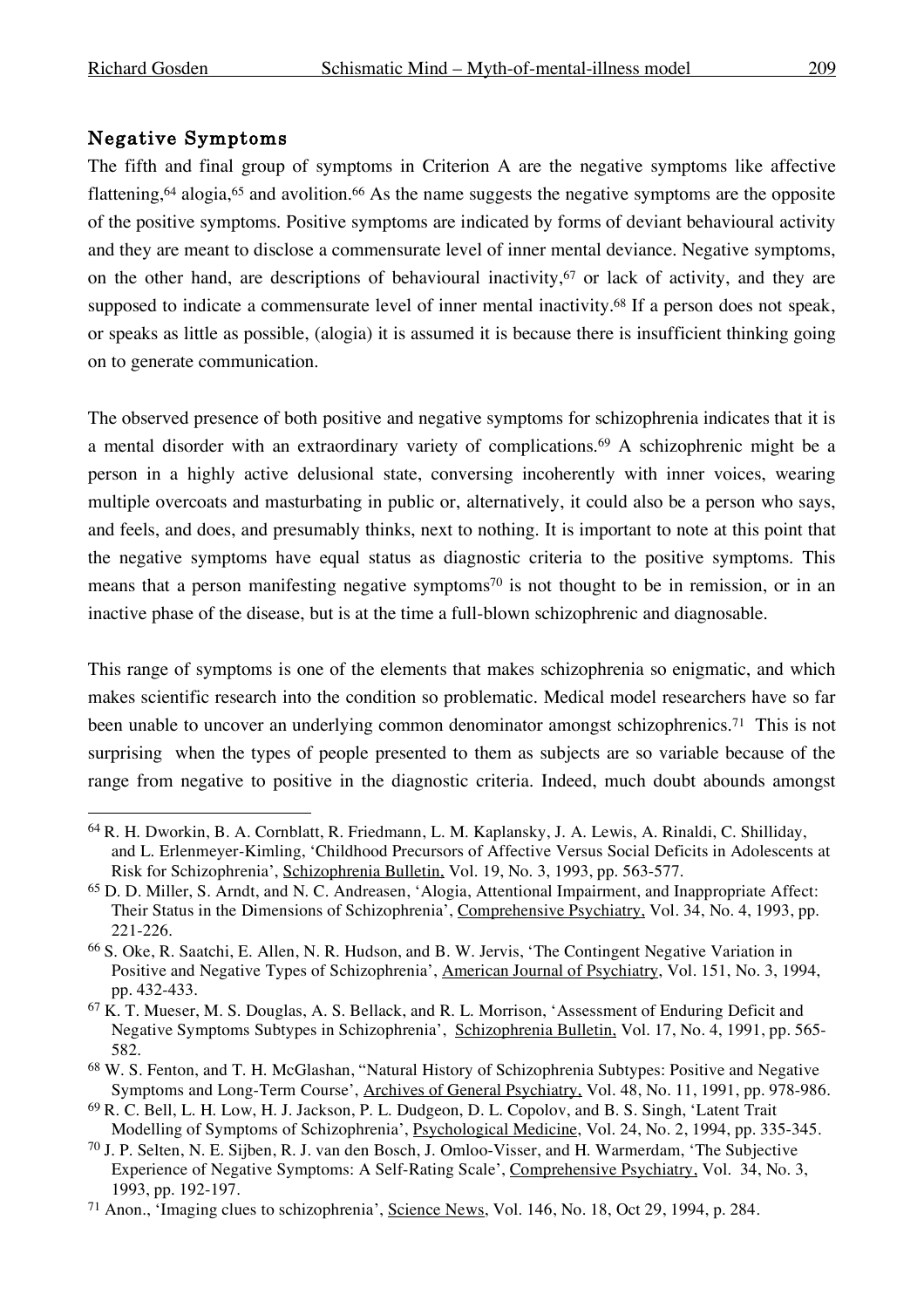## Negative Symptoms

The fifth and final group of symptoms in Criterion A are the negative symptoms like affective flattening,[64] alogia,[65] and avolition.[66] As the name suggests the negative symptoms are the opposite of the positive symptoms. Positive symptoms are indicated by forms of deviant behavioural activity and they are meant to disclose a commensurate level of inner mental deviance. Negative symptoms, on the other hand, are descriptions of behavioural inactivity,[67] or lack of activity, and they are supposed to indicate a commensurate level of inner mental inactivity.[68] If a person does not speak, or speaks as little as possible, (alogia) it is assumed it is because there is insufficient thinking going on to generate communication.

The observed presence of both positive and negative symptoms for schizophrenia indicates that it is a mental disorder with an extraordinary variety of complications.[69] A schizophrenic might be a person in a highly active delusional state, conversing incoherently with inner voices, wearing multiple overcoats and masturbating in public or, alternatively, it could also be a person who says, and feels, and does, and presumably thinks, next to nothing. It is important to note at this point that the negative symptoms have equal status as diagnostic criteria to the positive symptoms. This means that a person manifesting negative symptoms[70] is not thought to be in remission, or in an inactive phase of the disease, but is at the time a full-blown schizophrenic and diagnosable.

This range of symptoms is one of the elements that makes schizophrenia so enigmatic, and which makes scientific research into the condition so problematic. Medical model researchers have so far been unable to uncover an underlying common denominator amongst schizophrenics.[71] This is not surprising when the types of people presented to them as subjects are so variable because of the range from negative to positive in the diagnostic criteria. Indeed, much doubt abounds amongst

---

[64] R. H. Dworkin, B. A. Cornblatt, R. Friedmann, L. M. Kaplansky, J. A. Lewis, A. Rinaldi, C. Shilliday, and L. Erlenmeyer-Kimling, 'Childhood Precursors of Affective Versus Social Deficits in Adolescents at Risk for Schizophrenia', Schizophrenia Bulletin, Vol. 19, No. 3, 1993, pp. 563-577.

[65] D. D. Miller, S. Arndt, and N. C. Andreasen, 'Alogia, Attentional Impairment, and Inappropriate Affect: Their Status in the Dimensions of Schizophrenia', Comprehensive Psychiatry, Vol. 34, No. 4, 1993, pp. 221-226.

[66] S. Oke, R. Saatchi, E. Allen, N. R. Hudson, and B. W. Jervis, 'The Contingent Negative Variation in Positive and Negative Types of Schizophrenia', American Journal of Psychiatry, Vol. 151, No. 3, 1994, pp. 432-433.

[67] K. T. Mueser, M. S. Douglas, A. S. Bellack, and R. L. Morrison, 'Assessment of Enduring Deficit and Negative Symptoms Subtypes in Schizophrenia', Schizophrenia Bulletin, Vol. 17, No. 4, 1991, pp. 565-582.

[68] W. S. Fenton, and T. H. McGlashan, "Natural History of Schizophrenia Subtypes: Positive and Negative Symptoms and Long-Term Course', Archives of General Psychiatry, Vol. 48, No. 11, 1991, pp. 978-986.

[69] R. C. Bell, L. H. Low, H. J. Jackson, P. L. Dudgeon, D. L. Copolov, and B. S. Singh, 'Latent Trait Modelling of Symptoms of Schizophrenia', Psychological Medicine, Vol. 24, No. 2, 1994, pp. 335-345.

[70] J. P. Selten, N. E. Sijben, R. J. van den Bosch, J. Omloo-Visser, and H. Warmerdam, 'The Subjective Experience of Negative Symptoms: A Self-Rating Scale', Comprehensive Psychiatry, Vol. 34, No. 3, 1993, pp. 192-197.

[71] Anon., 'Imaging clues to schizophrenia', Science News, Vol. 146, No. 18, Oct 29, 1994, p. 284.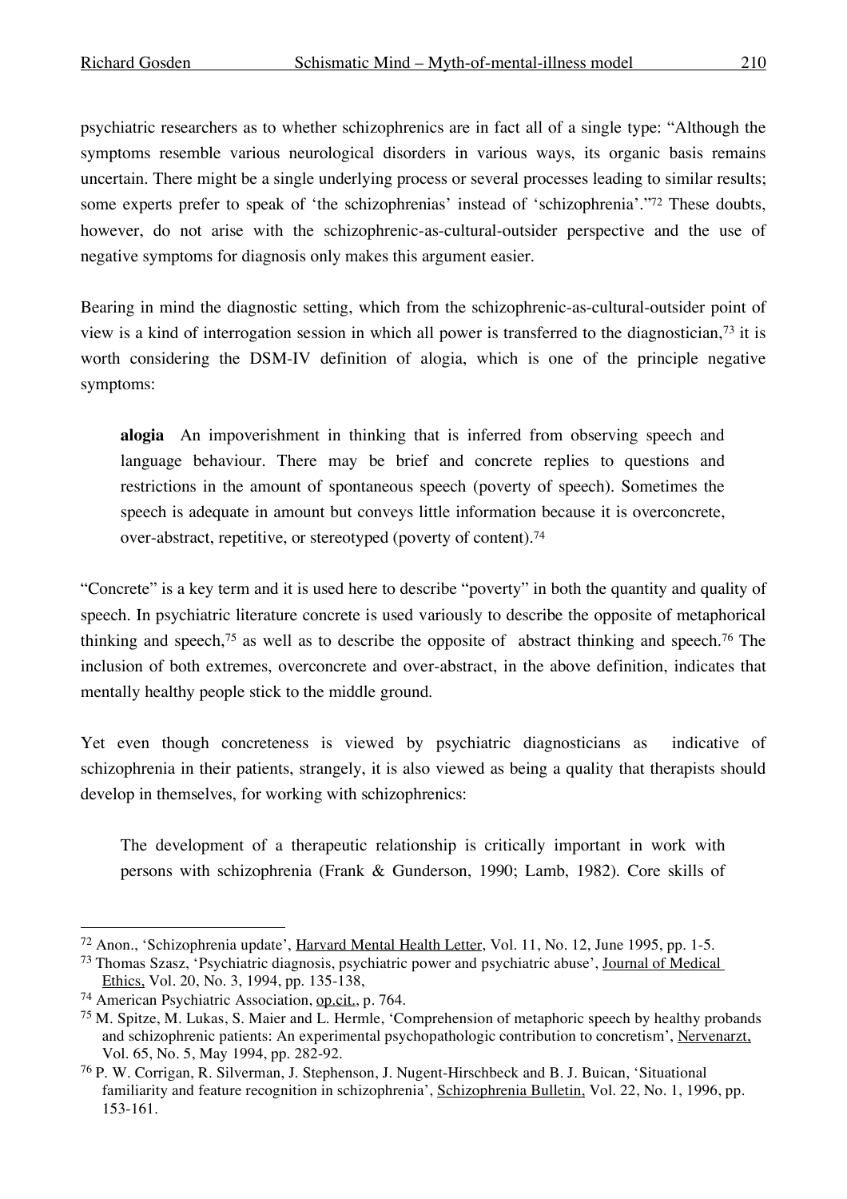psychiatric researchers as to whether schizophrenics are in fact all of a single type: "Although the symptoms resemble various neurological disorders in various ways, its organic basis remains uncertain. There might be a single underlying process or several processes leading to similar results; some experts prefer to speak of 'the schizophrenias' instead of 'schizophrenia'."[72] These doubts, however, do not arise with the schizophrenic-as-cultural-outsider perspective and the use of negative symptoms for diagnosis only makes this argument easier.

Bearing in mind the diagnostic setting, which from the schizophrenic-as-cultural-outsider point of view is a kind of interrogation session in which all power is transferred to the diagnostician,[73] it is worth considering the DSM-IV definition of alogia, which is one of the principle negative symptoms:

> **alogia** An impoverishment in thinking that is inferred from observing speech and language behaviour. There may be brief and concrete replies to questions and restrictions in the amount of spontaneous speech (poverty of speech). Sometimes the speech is adequate in amount but conveys little information because it is overconcrete, over-abstract, repetitive, or stereotyped (poverty of content).[74]

"Concrete" is a key term and it is used here to describe "poverty" in both the quantity and quality of speech. In psychiatric literature concrete is used variously to describe the opposite of metaphorical thinking and speech,[75] as well as to describe the opposite of abstract thinking and speech.[76] The inclusion of both extremes, overconcrete and over-abstract, in the above definition, indicates that mentally healthy people stick to the middle ground.

Yet even though concreteness is viewed by psychiatric diagnosticians as indicative of schizophrenia in their patients, strangely, it is also viewed as being a quality that therapists should develop in themselves, for working with schizophrenics:

> The development of a therapeutic relationship is critically important in work with persons with schizophrenia (Frank & Gunderson, 1990; Lamb, 1982). Core skills of

---

[72] Anon., 'Schizophrenia update', Harvard Mental Health Letter, Vol. 11, No. 12, June 1995, pp. 1-5.

[73] Thomas Szasz, 'Psychiatric diagnosis, psychiatric power and psychiatric abuse', Journal of Medical Ethics, Vol. 20, No. 3, 1994, pp. 135-138,

[74] American Psychiatric Association, op.cit., p. 764.

[75] M. Spitze, M. Lukas, S. Maier and L. Hermle, 'Comprehension of metaphoric speech by healthy probands and schizophrenic patients: An experimental psychopathologic contribution to concretism', Nervenarzt, Vol. 65, No. 5, May 1994, pp. 282-92.

[76] P. W. Corrigan, R. Silverman, J. Stephenson, J. Nugent-Hirschbeck and B. J. Buican, 'Situational familiarity and feature recognition in schizophrenia', Schizophrenia Bulletin, Vol. 22, No. 1, 1996, pp. 153-161.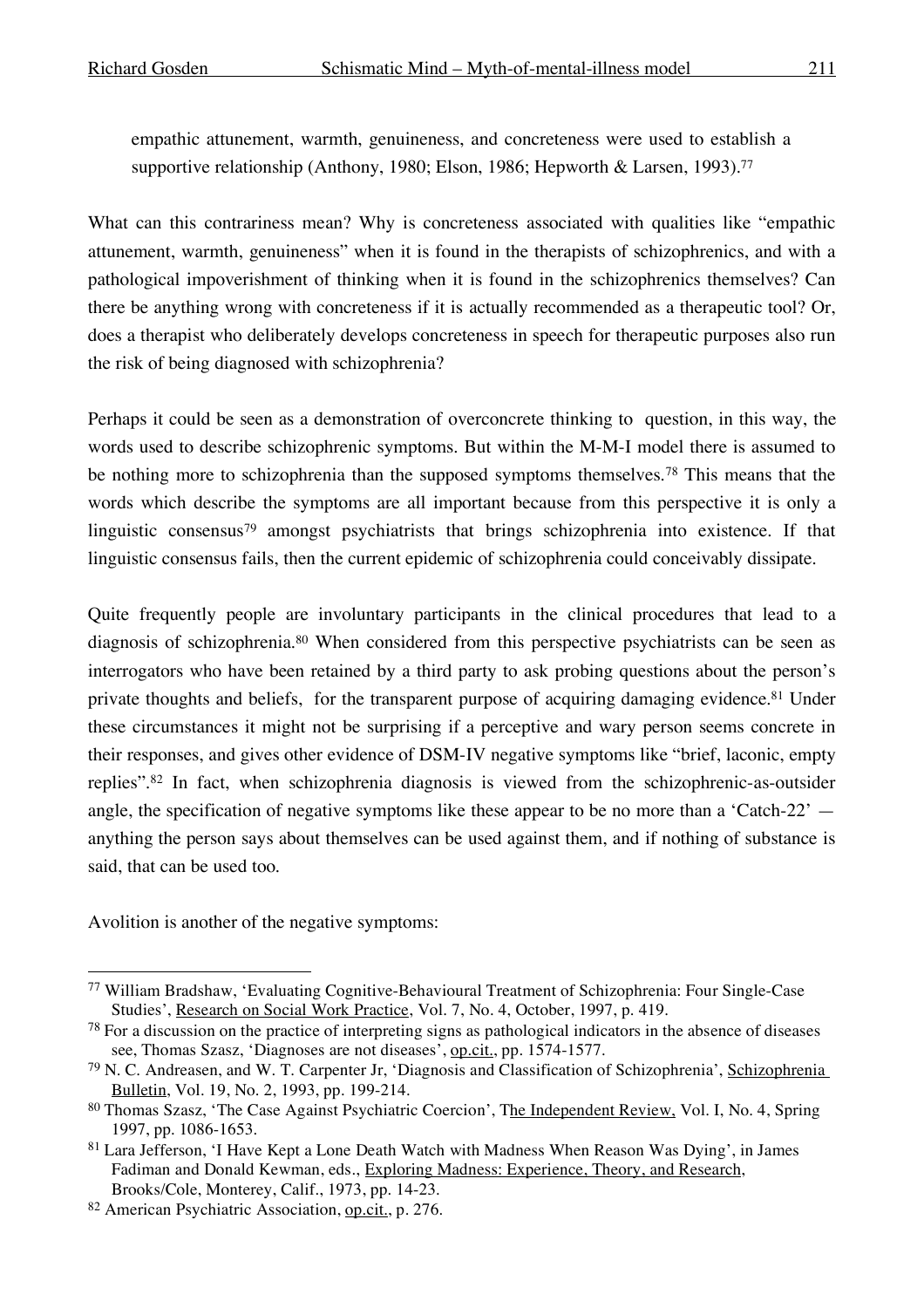> empathic attunement, warmth, genuineness, and concreteness were used to establish a supportive relationship (Anthony, 1980; Elson, 1986; Hepworth & Larsen, 1993).[77]

What can this contrariness mean? Why is concreteness associated with qualities like "empathic attunement, warmth, genuineness" when it is found in the therapists of schizophrenics, and with a pathological impoverishment of thinking when it is found in the schizophrenics themselves? Can there be anything wrong with concreteness if it is actually recommended as a therapeutic tool? Or, does a therapist who deliberately develops concreteness in speech for therapeutic purposes also run the risk of being diagnosed with schizophrenia?

Perhaps it could be seen as a demonstration of overconcrete thinking to question, in this way, the words used to describe schizophrenic symptoms. But within the M-M-I model there is assumed to be nothing more to schizophrenia than the supposed symptoms themselves.[78] This means that the words which describe the symptoms are all important because from this perspective it is only a linguistic consensus[79] amongst psychiatrists that brings schizophrenia into existence. If that linguistic consensus fails, then the current epidemic of schizophrenia could conceivably dissipate.

Quite frequently people are involuntary participants in the clinical procedures that lead to a diagnosis of schizophrenia.[80] When considered from this perspective psychiatrists can be seen as interrogators who have been retained by a third party to ask probing questions about the person's private thoughts and beliefs, for the transparent purpose of acquiring damaging evidence.[81] Under these circumstances it might not be surprising if a perceptive and wary person seems concrete in their responses, and gives other evidence of DSM-IV negative symptoms like "brief, laconic, empty replies".[82] In fact, when schizophrenia diagnosis is viewed from the schizophrenic-as-outsider angle, the specification of negative symptoms like these appear to be no more than a 'Catch-22' — anything the person says about themselves can be used against them, and if nothing of substance is said, that can be used too.

Avolition is another of the negative symptoms:

---

[77] William Bradshaw, 'Evaluating Cognitive-Behavioural Treatment of Schizophrenia: Four Single-Case Studies', Research on Social Work Practice, Vol. 7, No. 4, October, 1997, p. 419.

[78] For a discussion on the practice of interpreting signs as pathological indicators in the absence of diseases see, Thomas Szasz, 'Diagnoses are not diseases', op.cit., pp. 1574-1577.

[79] N. C. Andreasen, and W. T. Carpenter Jr, 'Diagnosis and Classification of Schizophrenia', Schizophrenia Bulletin, Vol. 19, No. 2, 1993, pp. 199-214.

[80] Thomas Szasz, 'The Case Against Psychiatric Coercion', The Independent Review, Vol. I, No. 4, Spring 1997, pp. 1086-1653.

[81] Lara Jefferson, 'I Have Kept a Lone Death Watch with Madness When Reason Was Dying', in James Fadiman and Donald Kewman, eds., Exploring Madness: Experience, Theory, and Research, Brooks/Cole, Monterey, Calif., 1973, pp. 14-23.

[82] American Psychiatric Association, op.cit., p. 276.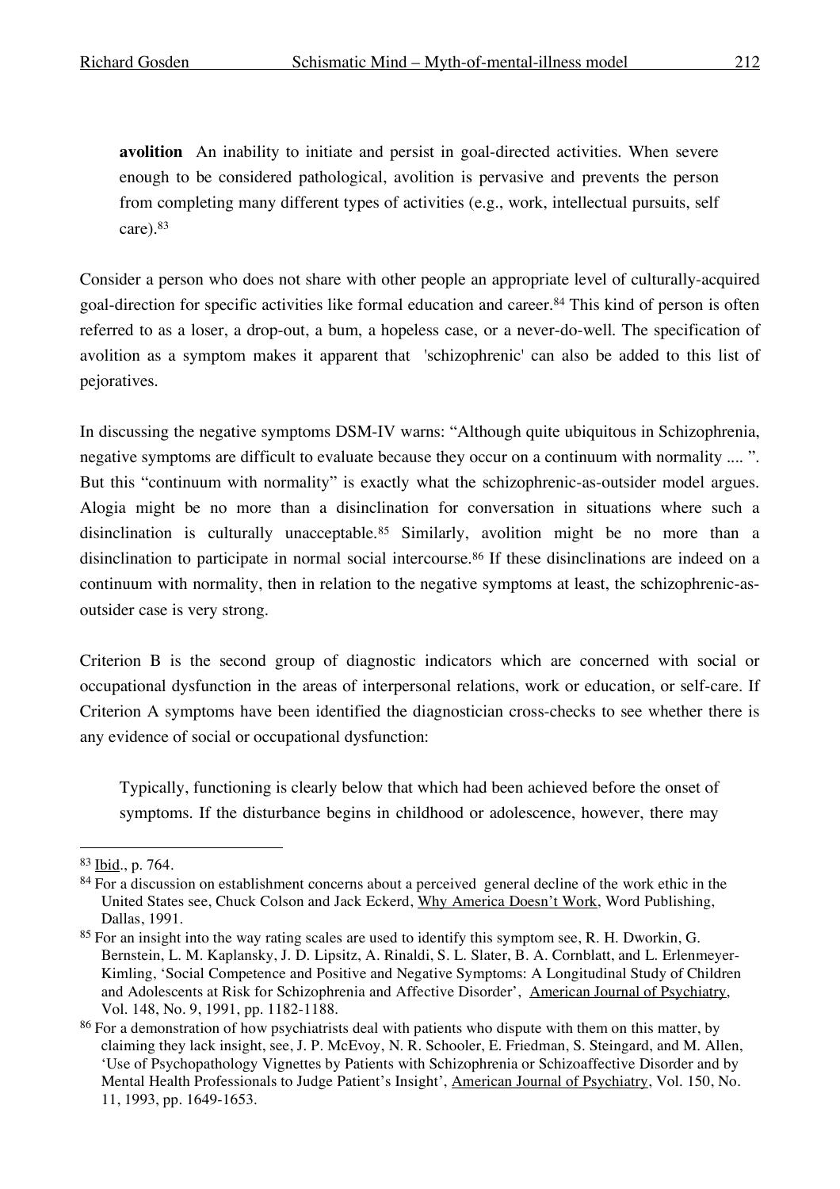> **avolition** An inability to initiate and persist in goal-directed activities. When severe enough to be considered pathological, avolition is pervasive and prevents the person from completing many different types of activities (e.g., work, intellectual pursuits, self care).[83]

Consider a person who does not share with other people an appropriate level of culturally-acquired goal-direction for specific activities like formal education and career.[84] This kind of person is often referred to as a loser, a drop-out, a bum, a hopeless case, or a never-do-well. The specification of avolition as a symptom makes it apparent that 'schizophrenic' can also be added to this list of pejoratives.

In discussing the negative symptoms DSM-IV warns: "Although quite ubiquitous in Schizophrenia, negative symptoms are difficult to evaluate because they occur on a continuum with normality .... ". But this "continuum with normality" is exactly what the schizophrenic-as-outsider model argues. Alogia might be no more than a disinclination for conversation in situations where such a disinclination is culturally unacceptable.[85] Similarly, avolition might be no more than a disinclination to participate in normal social intercourse.[86] If these disinclinations are indeed on a continuum with normality, then in relation to the negative symptoms at least, the schizophrenic-as-outsider case is very strong.

Criterion B is the second group of diagnostic indicators which are concerned with social or occupational dysfunction in the areas of interpersonal relations, work or education, or self-care. If Criterion A symptoms have been identified the diagnostician cross-checks to see whether there is any evidence of social or occupational dysfunction:

> Typically, functioning is clearly below that which had been achieved before the onset of symptoms. If the disturbance begins in childhood or adolescence, however, there may

---

[83] Ibid., p. 764.

[84] For a discussion on establishment concerns about a perceived general decline of the work ethic in the United States see, Chuck Colson and Jack Eckerd, Why America Doesn't Work, Word Publishing, Dallas, 1991.

[85] For an insight into the way rating scales are used to identify this symptom see, R. H. Dworkin, G. Bernstein, L. M. Kaplansky, J. D. Lipsitz, A. Rinaldi, S. L. Slater, B. A. Cornblatt, and L. Erlenmeyer-Kimling, 'Social Competence and Positive and Negative Symptoms: A Longitudinal Study of Children and Adolescents at Risk for Schizophrenia and Affective Disorder', American Journal of Psychiatry, Vol. 148, No. 9, 1991, pp. 1182-1188.

[86] For a demonstration of how psychiatrists deal with patients who dispute with them on this matter, by claiming they lack insight, see, J. P. McEvoy, N. R. Schooler, E. Friedman, S. Steingard, and M. Allen, 'Use of Psychopathology Vignettes by Patients with Schizophrenia or Schizoaffective Disorder and by Mental Health Professionals to Judge Patient's Insight', American Journal of Psychiatry, Vol. 150, No. 11, 1993, pp. 1649-1653.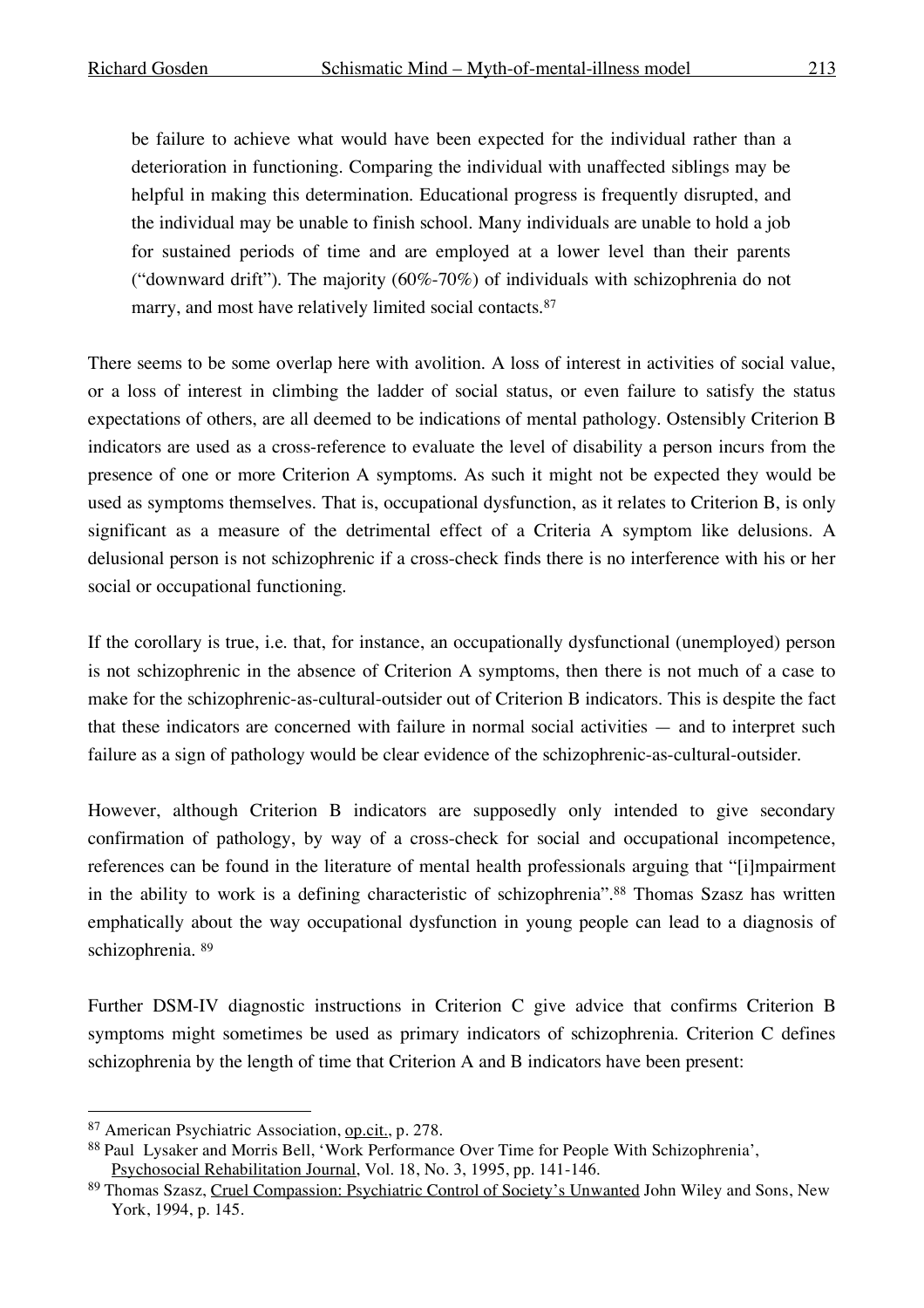> be failure to achieve what would have been expected for the individual rather than a deterioration in functioning. Comparing the individual with unaffected siblings may be helpful in making this determination. Educational progress is frequently disrupted, and the individual may be unable to finish school. Many individuals are unable to hold a job for sustained periods of time and are employed at a lower level than their parents ("downward drift"). The majority (60%-70%) of individuals with schizophrenia do not marry, and most have relatively limited social contacts.[87]

There seems to be some overlap here with avolition. A loss of interest in activities of social value, or a loss of interest in climbing the ladder of social status, or even failure to satisfy the status expectations of others, are all deemed to be indications of mental pathology. Ostensibly Criterion B indicators are used as a cross-reference to evaluate the level of disability a person incurs from the presence of one or more Criterion A symptoms. As such it might not be expected they would be used as symptoms themselves. That is, occupational dysfunction, as it relates to Criterion B, is only significant as a measure of the detrimental effect of a Criteria A symptom like delusions. A delusional person is not schizophrenic if a cross-check finds there is no interference with his or her social or occupational functioning.

If the corollary is true, i.e. that, for instance, an occupationally dysfunctional (unemployed) person is not schizophrenic in the absence of Criterion A symptoms, then there is not much of a case to make for the schizophrenic-as-cultural-outsider out of Criterion B indicators. This is despite the fact that these indicators are concerned with failure in normal social activities — and to interpret such failure as a sign of pathology would be clear evidence of the schizophrenic-as-cultural-outsider.

However, although Criterion B indicators are supposedly only intended to give secondary confirmation of pathology, by way of a cross-check for social and occupational incompetence, references can be found in the literature of mental health professionals arguing that "[i]mpairment in the ability to work is a defining characteristic of schizophrenia".[88] Thomas Szasz has written emphatically about the way occupational dysfunction in young people can lead to a diagnosis of schizophrenia.[89]

Further DSM-IV diagnostic instructions in Criterion C give advice that confirms Criterion B symptoms might sometimes be used as primary indicators of schizophrenia. Criterion C defines schizophrenia by the length of time that Criterion A and B indicators have been present:

---

[87] American Psychiatric Association, op.cit., p. 278.

[88] Paul Lysaker and Morris Bell, 'Work Performance Over Time for People With Schizophrenia', Psychosocial Rehabilitation Journal, Vol. 18, No. 3, 1995, pp. 141-146.

[89] Thomas Szasz, Cruel Compassion: Psychiatric Control of Society's Unwanted John Wiley and Sons, New York, 1994, p. 145.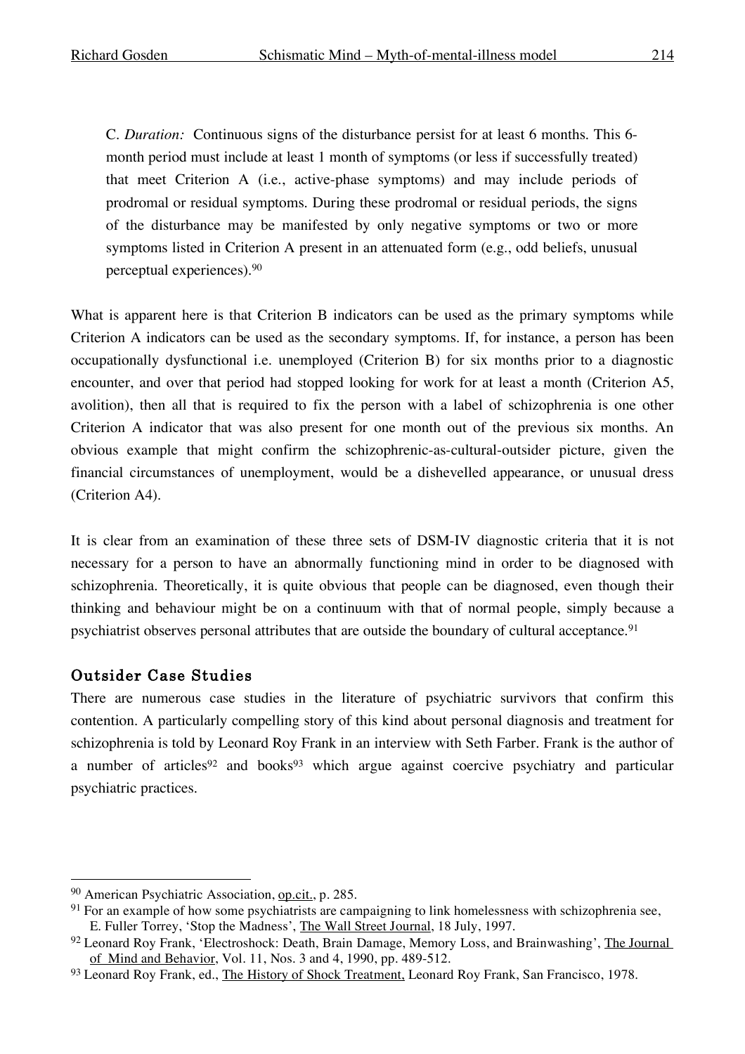C. *Duration:* Continuous signs of the disturbance persist for at least 6 months. This 6-month period must include at least 1 month of symptoms (or less if successfully treated) that meet Criterion A (i.e., active-phase symptoms) and may include periods of prodromal or residual symptoms. During these prodromal or residual periods, the signs of the disturbance may be manifested by only negative symptoms or two or more symptoms listed in Criterion A present in an attenuated form (e.g., odd beliefs, unusual perceptual experiences).[90]

What is apparent here is that Criterion B indicators can be used as the primary symptoms while Criterion A indicators can be used as the secondary symptoms. If, for instance, a person has been occupationally dysfunctional i.e. unemployed (Criterion B) for six months prior to a diagnostic encounter, and over that period had stopped looking for work for at least a month (Criterion A5, avolition), then all that is required to fix the person with a label of schizophrenia is one other Criterion A indicator that was also present for one month out of the previous six months. An obvious example that might confirm the schizophrenic-as-cultural-outsider picture, given the financial circumstances of unemployment, would be a dishevelled appearance, or unusual dress (Criterion A4).

It is clear from an examination of these three sets of DSM-IV diagnostic criteria that it is not necessary for a person to have an abnormally functioning mind in order to be diagnosed with schizophrenia. Theoretically, it is quite obvious that people can be diagnosed, even though their thinking and behaviour might be on a continuum with that of normal people, simply because a psychiatrist observes personal attributes that are outside the boundary of cultural acceptance.[91]

## Outsider Case Studies

There are numerous case studies in the literature of psychiatric survivors that confirm this contention. A particularly compelling story of this kind about personal diagnosis and treatment for schizophrenia is told by Leonard Roy Frank in an interview with Seth Farber. Frank is the author of a number of articles[92] and books[93] which argue against coercive psychiatry and particular psychiatric practices.

---

[90] American Psychiatric Association, op.cit., p. 285.

[91] For an example of how some psychiatrists are campaigning to link homelessness with schizophrenia see, E. Fuller Torrey, 'Stop the Madness', The Wall Street Journal, 18 July, 1997.

[92] Leonard Roy Frank, 'Electroshock: Death, Brain Damage, Memory Loss, and Brainwashing', The Journal of Mind and Behavior, Vol. 11, Nos. 3 and 4, 1990, pp. 489-512.

[93] Leonard Roy Frank, ed., The History of Shock Treatment, Leonard Roy Frank, San Francisco, 1978.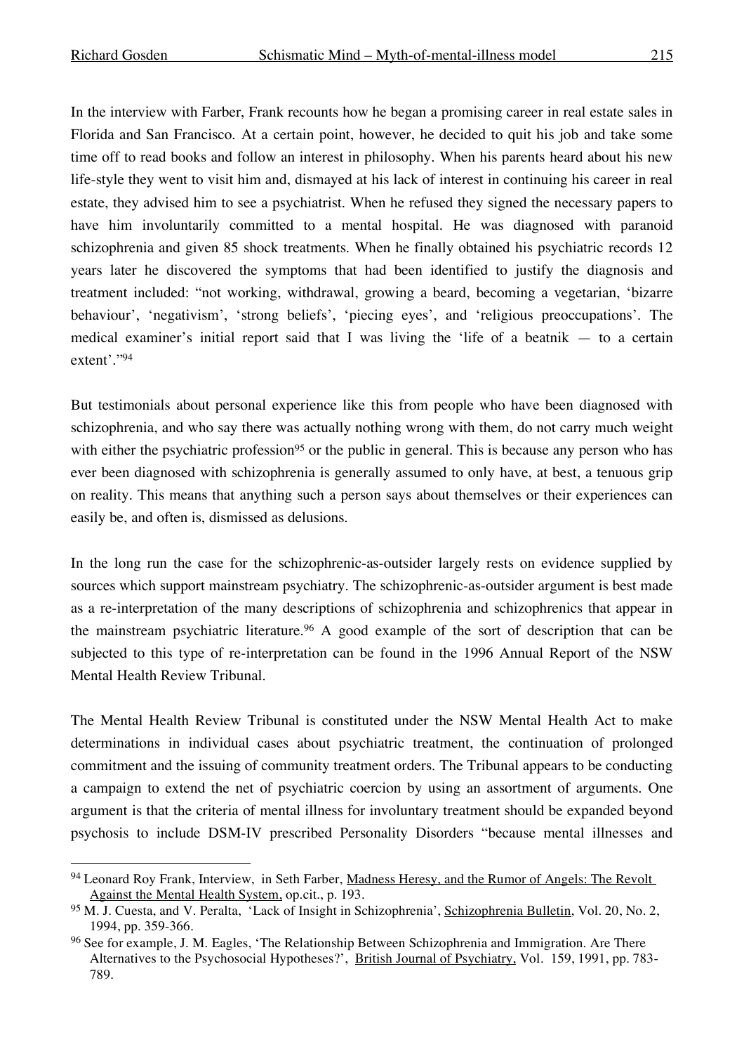In the interview with Farber, Frank recounts how he began a promising career in real estate sales in Florida and San Francisco. At a certain point, however, he decided to quit his job and take some time off to read books and follow an interest in philosophy. When his parents heard about his new life-style they went to visit him and, dismayed at his lack of interest in continuing his career in real estate, they advised him to see a psychiatrist. When he refused they signed the necessary papers to have him involuntarily committed to a mental hospital. He was diagnosed with paranoid schizophrenia and given 85 shock treatments. When he finally obtained his psychiatric records 12 years later he discovered the symptoms that had been identified to justify the diagnosis and treatment included: "not working, withdrawal, growing a beard, becoming a vegetarian, 'bizarre behaviour', 'negativism', 'strong beliefs', 'piecing eyes', and 'religious preoccupations'. The medical examiner's initial report said that I was living the 'life of a beatnik — to a certain extent'."[94]

But testimonials about personal experience like this from people who have been diagnosed with schizophrenia, and who say there was actually nothing wrong with them, do not carry much weight with either the psychiatric profession[95] or the public in general. This is because any person who has ever been diagnosed with schizophrenia is generally assumed to only have, at best, a tenuous grip on reality. This means that anything such a person says about themselves or their experiences can easily be, and often is, dismissed as delusions.

In the long run the case for the schizophrenic-as-outsider largely rests on evidence supplied by sources which support mainstream psychiatry. The schizophrenic-as-outsider argument is best made as a re-interpretation of the many descriptions of schizophrenia and schizophrenics that appear in the mainstream psychiatric literature.[96] A good example of the sort of description that can be subjected to this type of re-interpretation can be found in the 1996 Annual Report of the NSW Mental Health Review Tribunal.

The Mental Health Review Tribunal is constituted under the NSW Mental Health Act to make determinations in individual cases about psychiatric treatment, the continuation of prolonged commitment and the issuing of community treatment orders. The Tribunal appears to be conducting a campaign to extend the net of psychiatric coercion by using an assortment of arguments. One argument is that the criteria of mental illness for involuntary treatment should be expanded beyond psychosis to include DSM-IV prescribed Personality Disorders "because mental illnesses and

---

[94] Leonard Roy Frank, Interview, in Seth Farber, Madness Heresy, and the Rumor of Angels: The Revolt Against the Mental Health System, op.cit., p. 193.

[95] M. J. Cuesta, and V. Peralta, 'Lack of Insight in Schizophrenia', Schizophrenia Bulletin, Vol. 20, No. 2, 1994, pp. 359-366.

[96] See for example, J. M. Eagles, 'The Relationship Between Schizophrenia and Immigration. Are There Alternatives to the Psychosocial Hypotheses?', British Journal of Psychiatry, Vol. 159, 1991, pp. 783-789.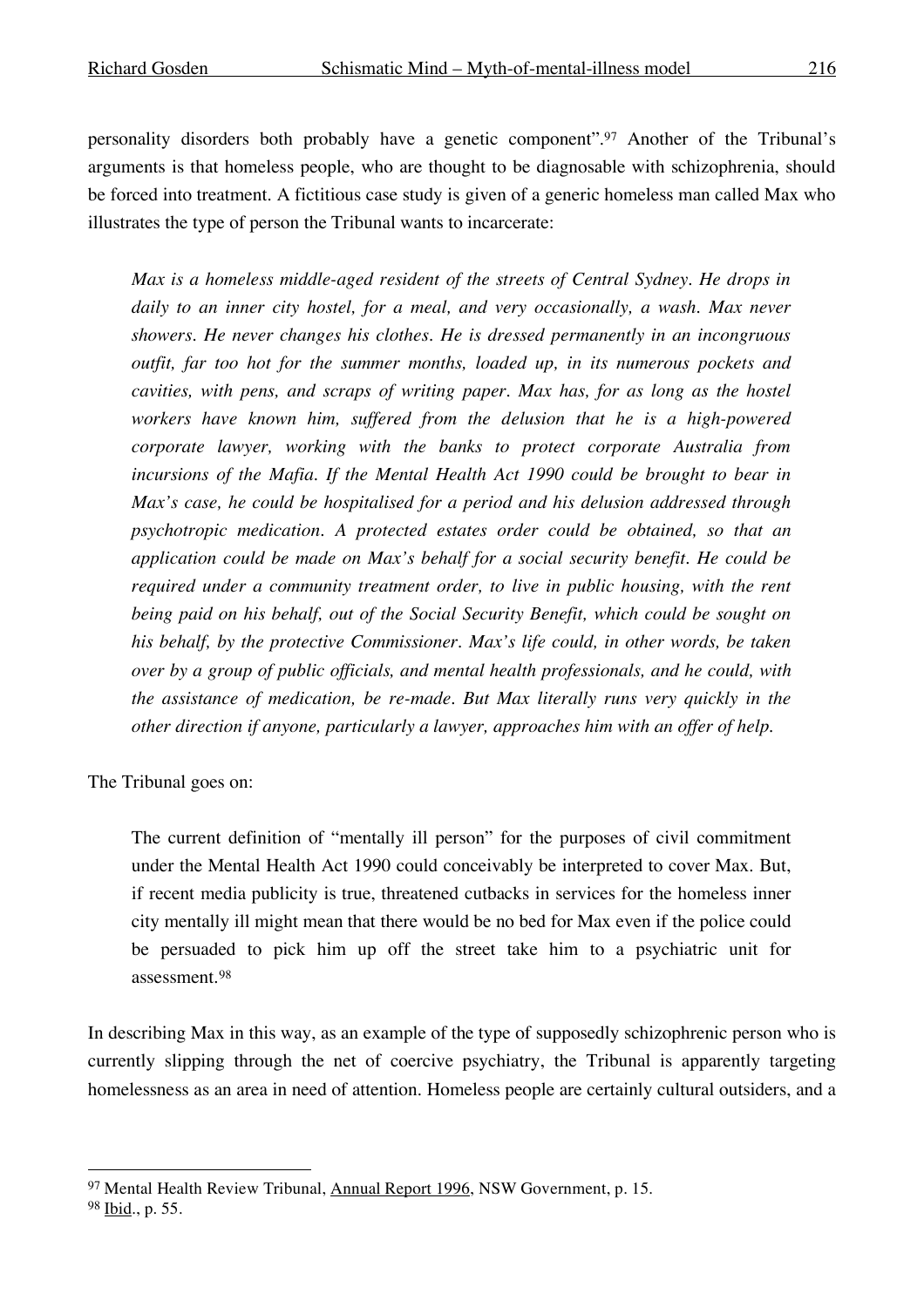personality disorders both probably have a genetic component".[97] Another of the Tribunal's arguments is that homeless people, who are thought to be diagnosable with schizophrenia, should be forced into treatment. A fictitious case study is given of a generic homeless man called Max who illustrates the type of person the Tribunal wants to incarcerate:

> *Max is a homeless middle-aged resident of the streets of Central Sydney. He drops in daily to an inner city hostel, for a meal, and very occasionally, a wash. Max never showers. He never changes his clothes. He is dressed permanently in an incongruous outfit, far too hot for the summer months, loaded up, in its numerous pockets and cavities, with pens, and scraps of writing paper. Max has, for as long as the hostel workers have known him, suffered from the delusion that he is a high-powered corporate lawyer, working with the banks to protect corporate Australia from incursions of the Mafia. If the Mental Health Act 1990 could be brought to bear in Max's case, he could be hospitalised for a period and his delusion addressed through psychotropic medication. A protected estates order could be obtained, so that an application could be made on Max's behalf for a social security benefit. He could be required under a community treatment order, to live in public housing, with the rent being paid on his behalf, out of the Social Security Benefit, which could be sought on his behalf, by the protective Commissioner. Max's life could, in other words, be taken over by a group of public officials, and mental health professionals, and he could, with the assistance of medication, be re-made. But Max literally runs very quickly in the other direction if anyone, particularly a lawyer, approaches him with an offer of help.*

The Tribunal goes on:

> The current definition of "mentally ill person" for the purposes of civil commitment under the Mental Health Act 1990 could conceivably be interpreted to cover Max. But, if recent media publicity is true, threatened cutbacks in services for the homeless inner city mentally ill might mean that there would be no bed for Max even if the police could be persuaded to pick him up off the street take him to a psychiatric unit for assessment.[98]

In describing Max in this way, as an example of the type of supposedly schizophrenic person who is currently slipping through the net of coercive psychiatry, the Tribunal is apparently targeting homelessness as an area in need of attention. Homeless people are certainly cultural outsiders, and a

---

[97] Mental Health Review Tribunal, Annual Report 1996, NSW Government, p. 15.

[98] Ibid., p. 55.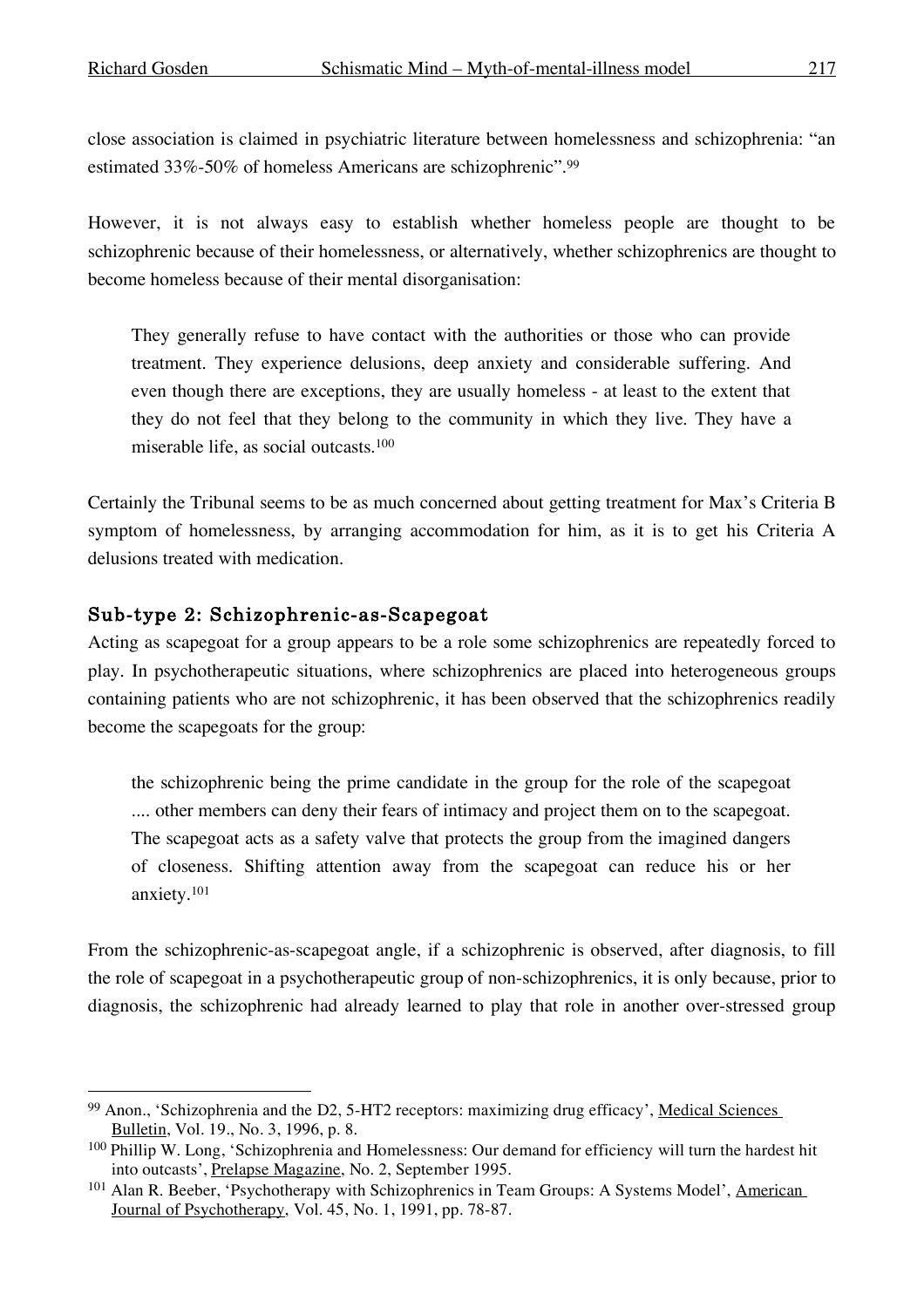close association is claimed in psychiatric literature between homelessness and schizophrenia: "an estimated 33%-50% of homeless Americans are schizophrenic".[99]

However, it is not always easy to establish whether homeless people are thought to be schizophrenic because of their homelessness, or alternatively, whether schizophrenics are thought to become homeless because of their mental disorganisation:

> They generally refuse to have contact with the authorities or those who can provide treatment. They experience delusions, deep anxiety and considerable suffering. And even though there are exceptions, they are usually homeless - at least to the extent that they do not feel that they belong to the community in which they live. They have a miserable life, as social outcasts.[100]

Certainly the Tribunal seems to be as much concerned about getting treatment for Max's Criteria B symptom of homelessness, by arranging accommodation for him, as it is to get his Criteria A delusions treated with medication.

### Sub-type 2: Schizophrenic-as-Scapegoat

Acting as scapegoat for a group appears to be a role some schizophrenics are repeatedly forced to play. In psychotherapeutic situations, where schizophrenics are placed into heterogeneous groups containing patients who are not schizophrenic, it has been observed that the schizophrenics readily become the scapegoats for the group:

> the schizophrenic being the prime candidate in the group for the role of the scapegoat .... other members can deny their fears of intimacy and project them on to the scapegoat. The scapegoat acts as a safety valve that protects the group from the imagined dangers of closeness. Shifting attention away from the scapegoat can reduce his or her anxiety.[101]

From the schizophrenic-as-scapegoat angle, if a schizophrenic is observed, after diagnosis, to fill the role of scapegoat in a psychotherapeutic group of non-schizophrenics, it is only because, prior to diagnosis, the schizophrenic had already learned to play that role in another over-stressed group

---

[99] Anon., 'Schizophrenia and the D2, 5-HT2 receptors: maximizing drug efficacy', Medical Sciences Bulletin, Vol. 19., No. 3, 1996, p. 8.

[100] Phillip W. Long, 'Schizophrenia and Homelessness: Our demand for efficiency will turn the hardest hit into outcasts', Prelapse Magazine, No. 2, September 1995.

[101] Alan R. Beeber, 'Psychotherapy with Schizophrenics in Team Groups: A Systems Model', American Journal of Psychotherapy, Vol. 45, No. 1, 1991, pp. 78-87.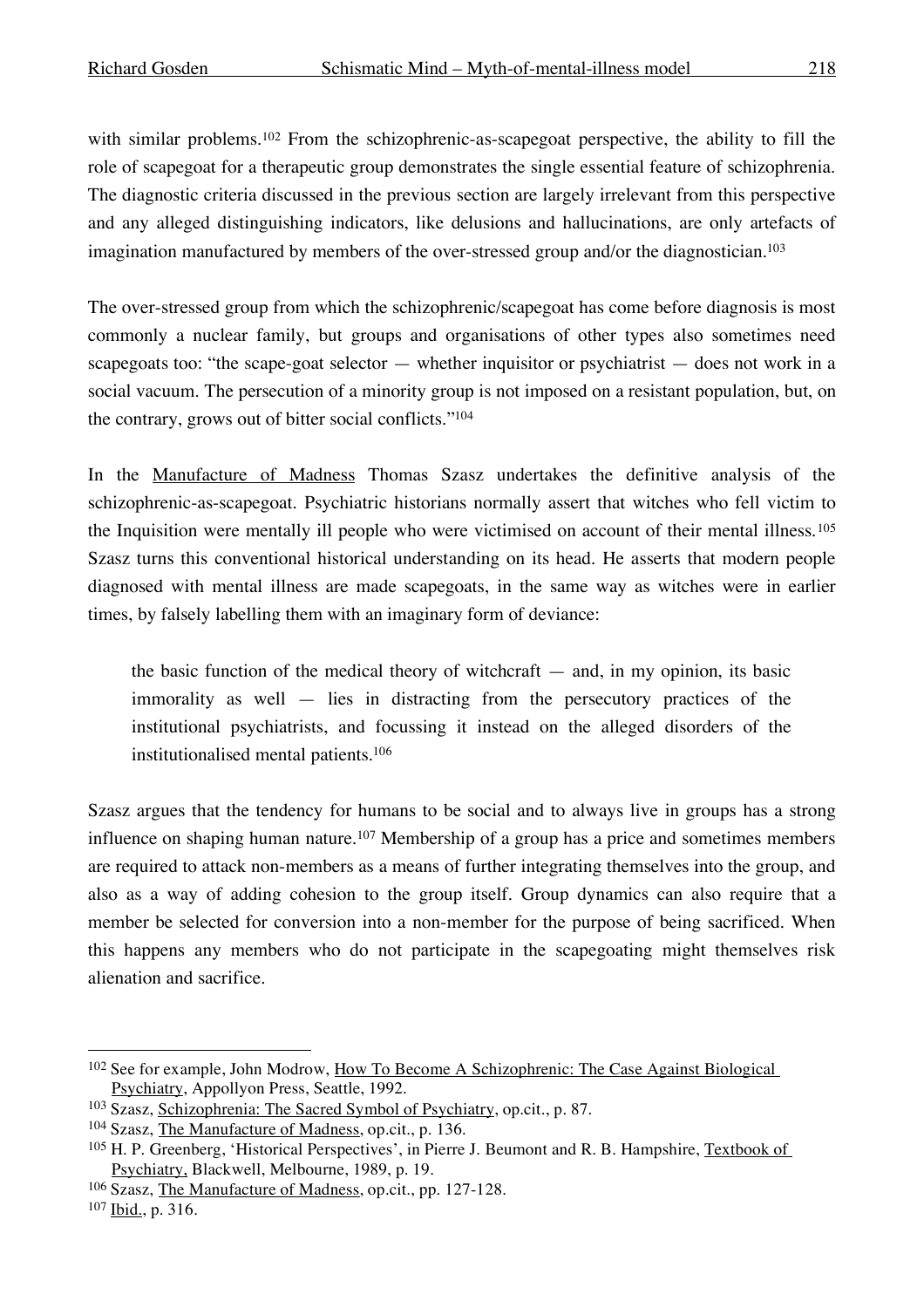with similar problems.[102] From the schizophrenic-as-scapegoat perspective, the ability to fill the role of scapegoat for a therapeutic group demonstrates the single essential feature of schizophrenia. The diagnostic criteria discussed in the previous section are largely irrelevant from this perspective and any alleged distinguishing indicators, like delusions and hallucinations, are only artefacts of imagination manufactured by members of the over-stressed group and/or the diagnostician.[103]

The over-stressed group from which the schizophrenic/scapegoat has come before diagnosis is most commonly a nuclear family, but groups and organisations of other types also sometimes need scapegoats too: "the scape-goat selector — whether inquisitor or psychiatrist — does not work in a social vacuum. The persecution of a minority group is not imposed on a resistant population, but, on the contrary, grows out of bitter social conflicts."[104]

In the Manufacture of Madness Thomas Szasz undertakes the definitive analysis of the schizophrenic-as-scapegoat. Psychiatric historians normally assert that witches who fell victim to the Inquisition were mentally ill people who were victimised on account of their mental illness.[105] Szasz turns this conventional historical understanding on its head. He asserts that modern people diagnosed with mental illness are made scapegoats, in the same way as witches were in earlier times, by falsely labelling them with an imaginary form of deviance:

> the basic function of the medical theory of witchcraft — and, in my opinion, its basic immorality as well — lies in distracting from the persecutory practices of the institutional psychiatrists, and focussing it instead on the alleged disorders of the institutionalised mental patients.[106]

Szasz argues that the tendency for humans to be social and to always live in groups has a strong influence on shaping human nature.[107] Membership of a group has a price and sometimes members are required to attack non-members as a means of further integrating themselves into the group, and also as a way of adding cohesion to the group itself. Group dynamics can also require that a member be selected for conversion into a non-member for the purpose of being sacrificed. When this happens any members who do not participate in the scapegoating might themselves risk alienation and sacrifice.

---

[102] See for example, John Modrow, How To Become A Schizophrenic: The Case Against Biological Psychiatry, Appollyon Press, Seattle, 1992.

[103] Szasz, Schizophrenia: The Sacred Symbol of Psychiatry, op.cit., p. 87.

[104] Szasz, The Manufacture of Madness, op.cit., p. 136.

[105] H. P. Greenberg, 'Historical Perspectives', in Pierre J. Beumont and R. B. Hampshire, Textbook of Psychiatry, Blackwell, Melbourne, 1989, p. 19.

[106] Szasz, The Manufacture of Madness, op.cit., pp. 127-128.

[107] Ibid., p. 316.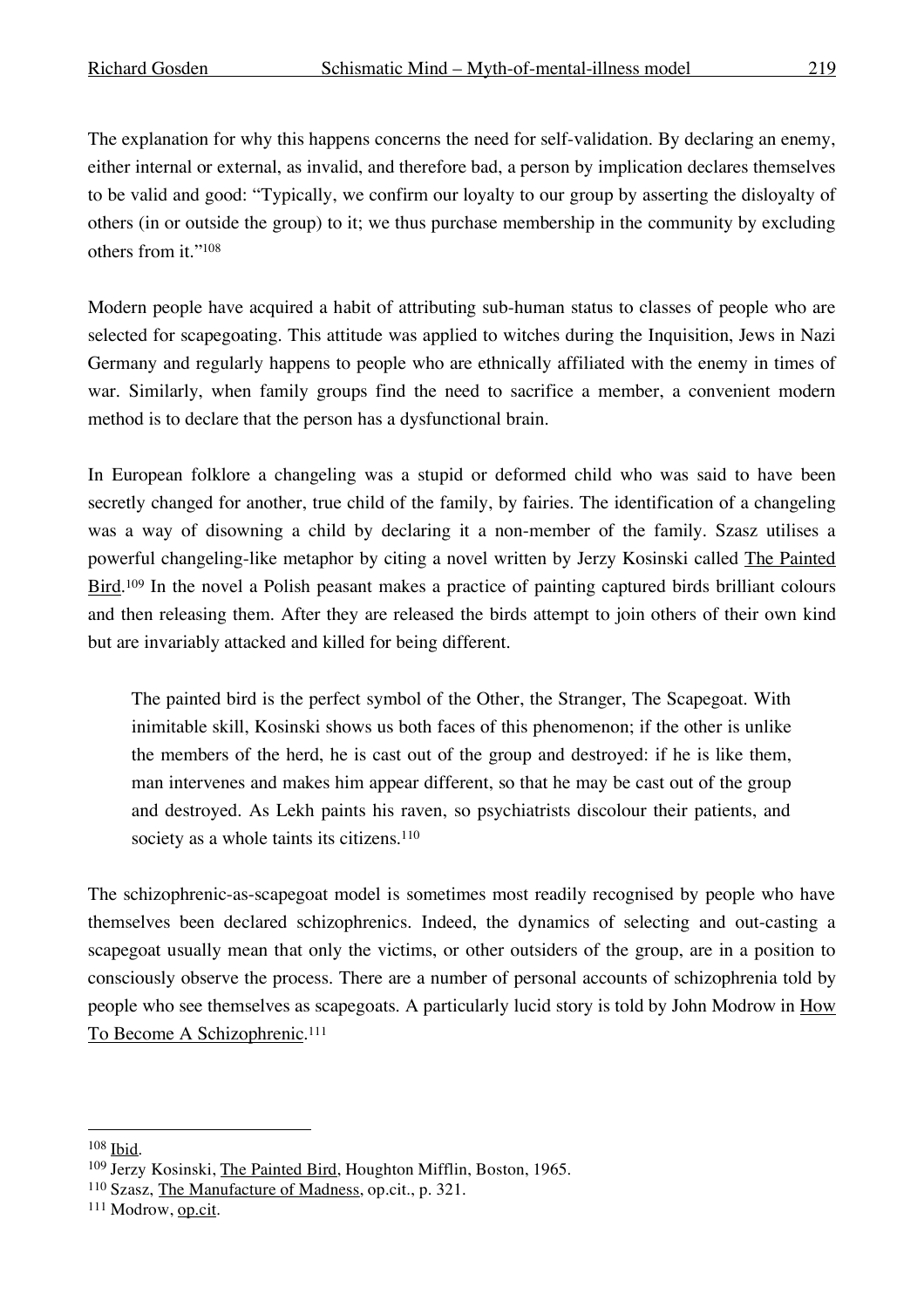The explanation for why this happens concerns the need for self-validation. By declaring an enemy, either internal or external, as invalid, and therefore bad, a person by implication declares themselves to be valid and good: "Typically, we confirm our loyalty to our group by asserting the disloyalty of others (in or outside the group) to it; we thus purchase membership in the community by excluding others from it."[108]

Modern people have acquired a habit of attributing sub-human status to classes of people who are selected for scapegoating. This attitude was applied to witches during the Inquisition, Jews in Nazi Germany and regularly happens to people who are ethnically affiliated with the enemy in times of war. Similarly, when family groups find the need to sacrifice a member, a convenient modern method is to declare that the person has a dysfunctional brain.

In European folklore a changeling was a stupid or deformed child who was said to have been secretly changed for another, true child of the family, by fairies. The identification of a changeling was a way of disowning a child by declaring it a non-member of the family. Szasz utilises a powerful changeling-like metaphor by citing a novel written by Jerzy Kosinski called The Painted Bird.[109] In the novel a Polish peasant makes a practice of painting captured birds brilliant colours and then releasing them. After they are released the birds attempt to join others of their own kind but are invariably attacked and killed for being different.

> The painted bird is the perfect symbol of the Other, the Stranger, The Scapegoat. With inimitable skill, Kosinski shows us both faces of this phenomenon; if the other is unlike the members of the herd, he is cast out of the group and destroyed: if he is like them, man intervenes and makes him appear different, so that he may be cast out of the group and destroyed. As Lekh paints his raven, so psychiatrists discolour their patients, and society as a whole taints its citizens.[110]

The schizophrenic-as-scapegoat model is sometimes most readily recognised by people who have themselves been declared schizophrenics. Indeed, the dynamics of selecting and out-casting a scapegoat usually mean that only the victims, or other outsiders of the group, are in a position to consciously observe the process. There are a number of personal accounts of schizophrenia told by people who see themselves as scapegoats. A particularly lucid story is told by John Modrow in How To Become A Schizophrenic.[111]

---

[108] Ibid.

[109] Jerzy Kosinski, The Painted Bird, Houghton Mifflin, Boston, 1965.

[110] Szasz, The Manufacture of Madness, op.cit., p. 321.

[111] Modrow, op.cit.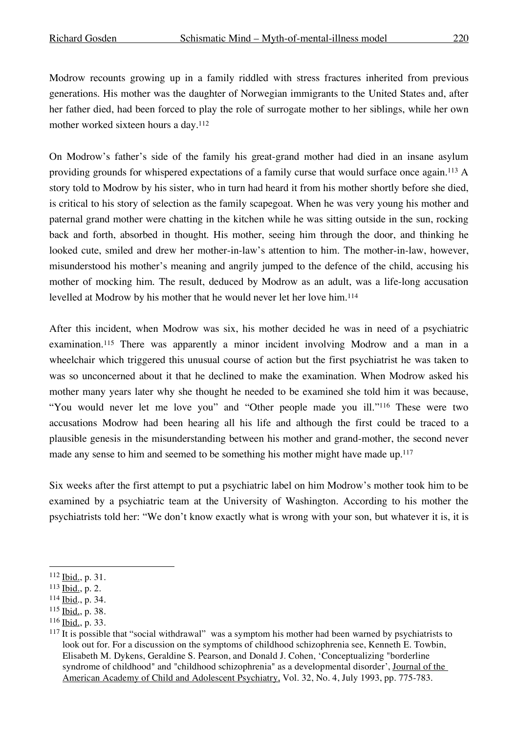Modrow recounts growing up in a family riddled with stress fractures inherited from previous generations. His mother was the daughter of Norwegian immigrants to the United States and, after her father died, had been forced to play the role of surrogate mother to her siblings, while her own mother worked sixteen hours a day.[112]

On Modrow's father's side of the family his great-grand mother had died in an insane asylum providing grounds for whispered expectations of a family curse that would surface once again.[113] A story told to Modrow by his sister, who in turn had heard it from his mother shortly before she died, is critical to his story of selection as the family scapegoat. When he was very young his mother and paternal grand mother were chatting in the kitchen while he was sitting outside in the sun, rocking back and forth, absorbed in thought. His mother, seeing him through the door, and thinking he looked cute, smiled and drew her mother-in-law's attention to him. The mother-in-law, however, misunderstood his mother's meaning and angrily jumped to the defence of the child, accusing his mother of mocking him. The result, deduced by Modrow as an adult, was a life-long accusation levelled at Modrow by his mother that he would never let her love him.[114]

After this incident, when Modrow was six, his mother decided he was in need of a psychiatric examination.[115] There was apparently a minor incident involving Modrow and a man in a wheelchair which triggered this unusual course of action but the first psychiatrist he was taken to was so unconcerned about it that he declined to make the examination. When Modrow asked his mother many years later why she thought he needed to be examined she told him it was because, "You would never let me love you" and "Other people made you ill."[116] These were two accusations Modrow had been hearing all his life and although the first could be traced to a plausible genesis in the misunderstanding between his mother and grand-mother, the second never made any sense to him and seemed to be something his mother might have made up.[117]

Six weeks after the first attempt to put a psychiatric label on him Modrow's mother took him to be examined by a psychiatric team at the University of Washington. According to his mother the psychiatrists told her: "We don't know exactly what is wrong with your son, but whatever it is, it is

---

[112] Ibid., p. 31.

[113] Ibid., p. 2.

[114] Ibid., p. 34.

[115] Ibid., p. 38.

[116] Ibid., p. 33.

[117] It is possible that "social withdrawal" was a symptom his mother had been warned by psychiatrists to look out for. For a discussion on the symptoms of childhood schizophrenia see, Kenneth E. Towbin, Elisabeth M. Dykens, Geraldine S. Pearson, and Donald J. Cohen, 'Conceptualizing "borderline syndrome of childhood" and "childhood schizophrenia" as a developmental disorder', Journal of the American Academy of Child and Adolescent Psychiatry, Vol. 32, No. 4, July 1993, pp. 775-783.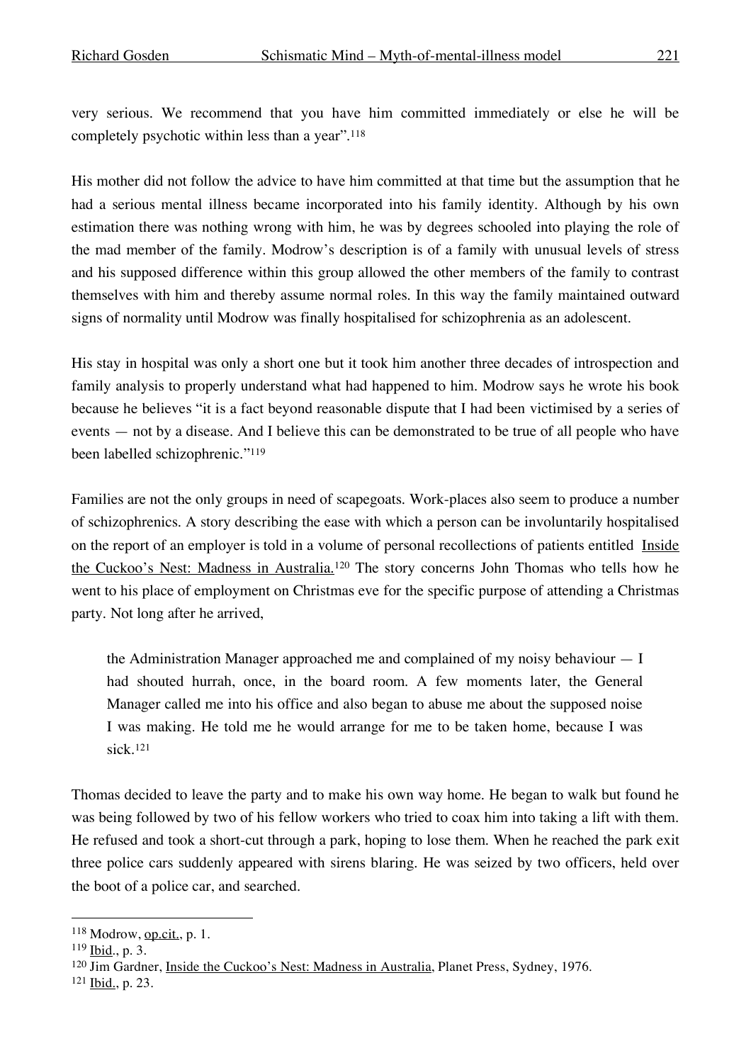very serious. We recommend that you have him committed immediately or else he will be completely psychotic within less than a year".[118]

His mother did not follow the advice to have him committed at that time but the assumption that he had a serious mental illness became incorporated into his family identity. Although by his own estimation there was nothing wrong with him, he was by degrees schooled into playing the role of the mad member of the family. Modrow's description is of a family with unusual levels of stress and his supposed difference within this group allowed the other members of the family to contrast themselves with him and thereby assume normal roles. In this way the family maintained outward signs of normality until Modrow was finally hospitalised for schizophrenia as an adolescent.

His stay in hospital was only a short one but it took him another three decades of introspection and family analysis to properly understand what had happened to him. Modrow says he wrote his book because he believes "it is a fact beyond reasonable dispute that I had been victimised by a series of events — not by a disease. And I believe this can be demonstrated to be true of all people who have been labelled schizophrenic."[119]

Families are not the only groups in need of scapegoats. Work-places also seem to produce a number of schizophrenics. A story describing the ease with which a person can be involuntarily hospitalised on the report of an employer is told in a volume of personal recollections of patients entitled Inside the Cuckoo's Nest: Madness in Australia.[120] The story concerns John Thomas who tells how he went to his place of employment on Christmas eve for the specific purpose of attending a Christmas party. Not long after he arrived,

> the Administration Manager approached me and complained of my noisy behaviour — I had shouted hurrah, once, in the board room. A few moments later, the General Manager called me into his office and also began to abuse me about the supposed noise I was making. He told me he would arrange for me to be taken home, because I was sick.[121]

Thomas decided to leave the party and to make his own way home. He began to walk but found he was being followed by two of his fellow workers who tried to coax him into taking a lift with them. He refused and took a short-cut through a park, hoping to lose them. When he reached the park exit three police cars suddenly appeared with sirens blaring. He was seized by two officers, held over the boot of a police car, and searched.

---

[118] Modrow, op.cit., p. 1.

[119] Ibid., p. 3.

[120] Jim Gardner, Inside the Cuckoo's Nest: Madness in Australia, Planet Press, Sydney, 1976.

[121] Ibid., p. 23.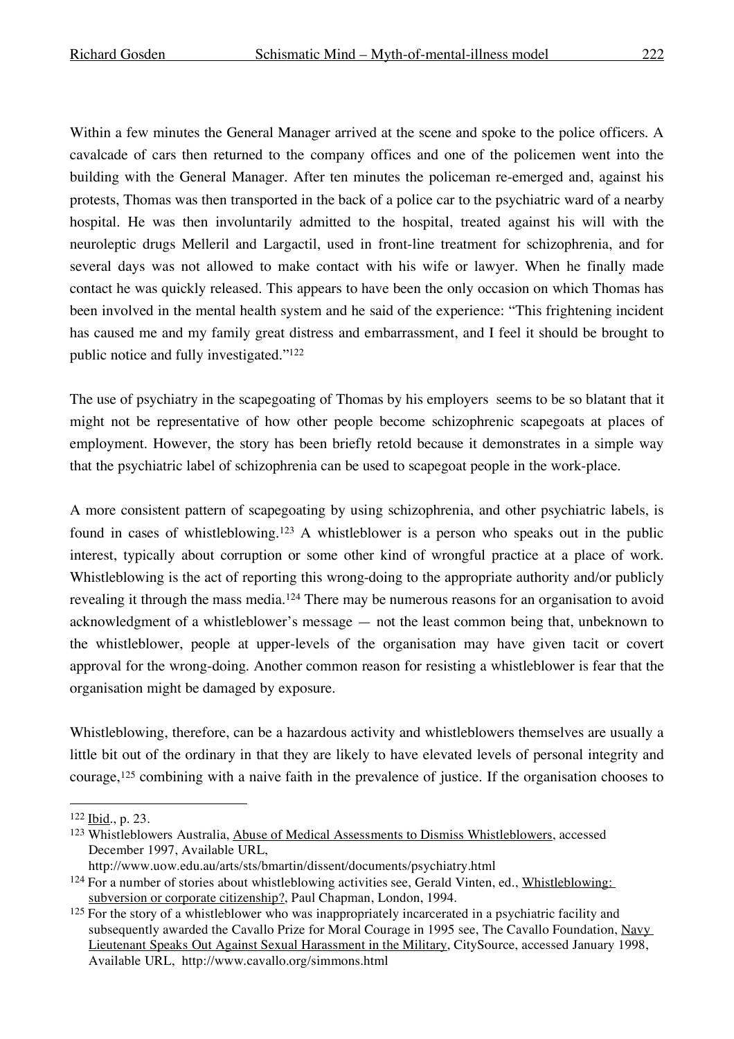Within a few minutes the General Manager arrived at the scene and spoke to the police officers. A cavalcade of cars then returned to the company offices and one of the policemen went into the building with the General Manager. After ten minutes the policeman re-emerged and, against his protests, Thomas was then transported in the back of a police car to the psychiatric ward of a nearby hospital. He was then involuntarily admitted to the hospital, treated against his will with the neuroleptic drugs Melleril and Largactil, used in front-line treatment for schizophrenia, and for several days was not allowed to make contact with his wife or lawyer. When he finally made contact he was quickly released. This appears to have been the only occasion on which Thomas has been involved in the mental health system and he said of the experience: "This frightening incident has caused me and my family great distress and embarrassment, and I feel it should be brought to public notice and fully investigated."[122]

The use of psychiatry in the scapegoating of Thomas by his employers seems to be so blatant that it might not be representative of how other people become schizophrenic scapegoats at places of employment. However, the story has been briefly retold because it demonstrates in a simple way that the psychiatric label of schizophrenia can be used to scapegoat people in the work-place.

A more consistent pattern of scapegoating by using schizophrenia, and other psychiatric labels, is found in cases of whistleblowing.[123] A whistleblower is a person who speaks out in the public interest, typically about corruption or some other kind of wrongful practice at a place of work. Whistleblowing is the act of reporting this wrong-doing to the appropriate authority and/or publicly revealing it through the mass media.[124] There may be numerous reasons for an organisation to avoid acknowledgment of a whistleblower's message — not the least common being that, unbeknown to the whistleblower, people at upper-levels of the organisation may have given tacit or covert approval for the wrong-doing. Another common reason for resisting a whistleblower is fear that the organisation might be damaged by exposure.

Whistleblowing, therefore, can be a hazardous activity and whistleblowers themselves are usually a little bit out of the ordinary in that they are likely to have elevated levels of personal integrity and courage,[125] combining with a naive faith in the prevalence of justice. If the organisation chooses to

---

[122] Ibid., p. 23.

[123] Whistleblowers Australia, Abuse of Medical Assessments to Dismiss Whistleblowers, accessed December 1997, Available URL, http://www.uow.edu.au/arts/sts/bmartin/dissent/documents/psychiatry.html

[124] For a number of stories about whistleblowing activities see, Gerald Vinten, ed., Whistleblowing: subversion or corporate citizenship?, Paul Chapman, London, 1994.

[125] For the story of a whistleblower who was inappropriately incarcerated in a psychiatric facility and subsequently awarded the Cavallo Prize for Moral Courage in 1995 see, The Cavallo Foundation, Navy Lieutenant Speaks Out Against Sexual Harassment in the Military, CitySource, accessed January 1998, Available URL, http://www.cavallo.org/simmons.html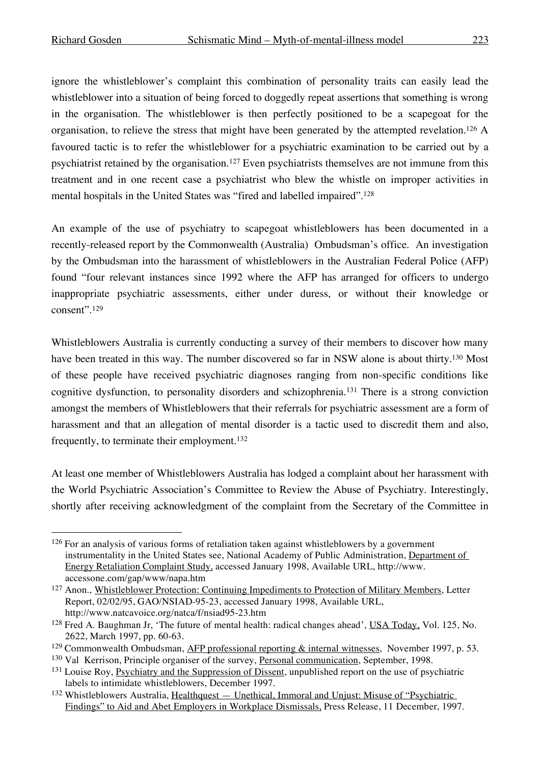ignore the whistleblower's complaint this combination of personality traits can easily lead the whistleblower into a situation of being forced to doggedly repeat assertions that something is wrong in the organisation. The whistleblower is then perfectly positioned to be a scapegoat for the organisation, to relieve the stress that might have been generated by the attempted revelation.[126] A favoured tactic is to refer the whistleblower for a psychiatric examination to be carried out by a psychiatrist retained by the organisation.[127] Even psychiatrists themselves are not immune from this treatment and in one recent case a psychiatrist who blew the whistle on improper activities in mental hospitals in the United States was "fired and labelled impaired".[128]

An example of the use of psychiatry to scapegoat whistleblowers has been documented in a recently-released report by the Commonwealth (Australia) Ombudsman's office. An investigation by the Ombudsman into the harassment of whistleblowers in the Australian Federal Police (AFP) found "four relevant instances since 1992 where the AFP has arranged for officers to undergo inappropriate psychiatric assessments, either under duress, or without their knowledge or consent".[129]

Whistleblowers Australia is currently conducting a survey of their members to discover how many have been treated in this way. The number discovered so far in NSW alone is about thirty.[130] Most of these people have received psychiatric diagnoses ranging from non-specific conditions like cognitive dysfunction, to personality disorders and schizophrenia.[131] There is a strong conviction amongst the members of Whistleblowers that their referrals for psychiatric assessment are a form of harassment and that an allegation of mental disorder is a tactic used to discredit them and also, frequently, to terminate their employment.[132]

At least one member of Whistleblowers Australia has lodged a complaint about her harassment with the World Psychiatric Association's Committee to Review the Abuse of Psychiatry. Interestingly, shortly after receiving acknowledgment of the complaint from the Secretary of the Committee in

---

[126] For an analysis of various forms of retaliation taken against whistleblowers by a government instrumentality in the United States see, National Academy of Public Administration, Department of Energy Retaliation Complaint Study, accessed January 1998, Available URL, http://www.accessone.com/gap/www/napa.htm

[127] Anon., Whistleblower Protection: Continuing Impediments to Protection of Military Members, Letter Report, 02/02/95, GAO/NSIAD-95-23, accessed January 1998, Available URL, http://www.natcavoice.org/natca/f/nsiad95-23.htm

[128] Fred A. Baughman Jr, 'The future of mental health: radical changes ahead', USA Today, Vol. 125, No. 2622, March 1997, pp. 60-63.

[129] Commonwealth Ombudsman, AFP professional reporting & internal witnesses, November 1997, p. 53.

[130] Val Kerrison, Principle organiser of the survey, Personal communication, September, 1998.

[131] Louise Roy, Psychiatry and the Suppression of Dissent, unpublished report on the use of psychiatric labels to intimidate whistleblowers, December 1997.

[132] Whistleblowers Australia, Healthquest — Unethical, Immoral and Unjust: Misuse of "Psychiatric Findings" to Aid and Abet Employers in Workplace Dismissals, Press Release, 11 December, 1997.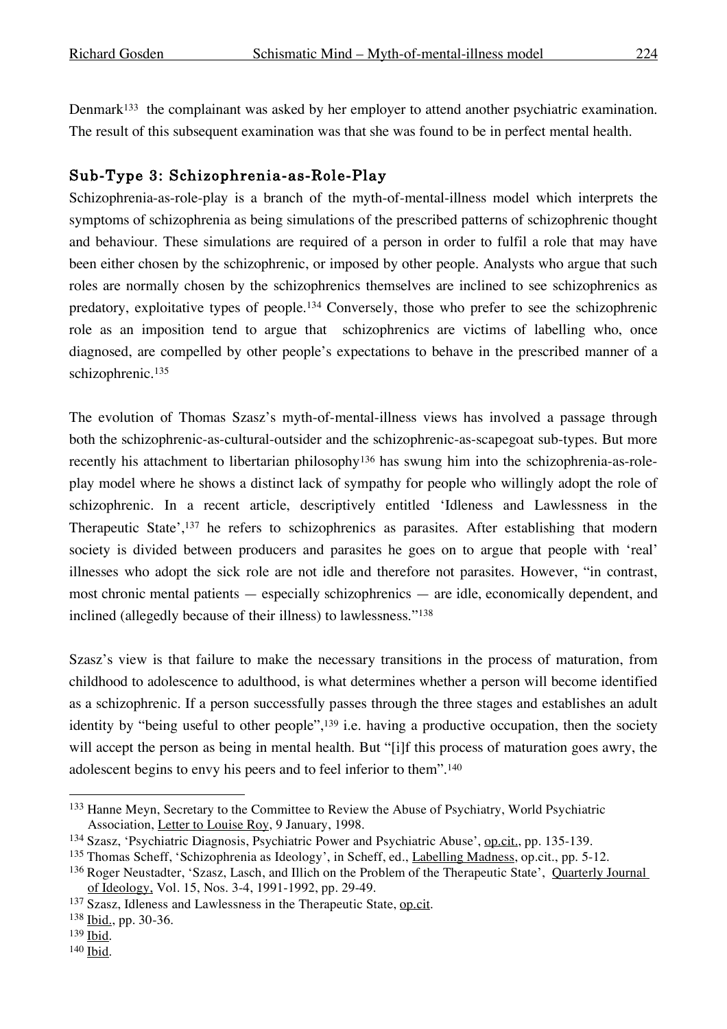Denmark[133] the complainant was asked by her employer to attend another psychiatric examination. The result of this subsequent examination was that she was found to be in perfect mental health.

### Sub-Type 3: Schizophrenia-as-Role-Play

Schizophrenia-as-role-play is a branch of the myth-of-mental-illness model which interprets the symptoms of schizophrenia as being simulations of the prescribed patterns of schizophrenic thought and behaviour. These simulations are required of a person in order to fulfil a role that may have been either chosen by the schizophrenic, or imposed by other people. Analysts who argue that such roles are normally chosen by the schizophrenics themselves are inclined to see schizophrenics as predatory, exploitative types of people.[134] Conversely, those who prefer to see the schizophrenic role as an imposition tend to argue that schizophrenics are victims of labelling who, once diagnosed, are compelled by other people's expectations to behave in the prescribed manner of a schizophrenic.[135]

The evolution of Thomas Szasz's myth-of-mental-illness views has involved a passage through both the schizophrenic-as-cultural-outsider and the schizophrenic-as-scapegoat sub-types. But more recently his attachment to libertarian philosophy[136] has swung him into the schizophrenia-as-role-play model where he shows a distinct lack of sympathy for people who willingly adopt the role of schizophrenic. In a recent article, descriptively entitled 'Idleness and Lawlessness in the Therapeutic State',[137] he refers to schizophrenics as parasites. After establishing that modern society is divided between producers and parasites he goes on to argue that people with 'real' illnesses who adopt the sick role are not idle and therefore not parasites. However, "in contrast, most chronic mental patients — especially schizophrenics — are idle, economically dependent, and inclined (allegedly because of their illness) to lawlessness."[138]

Szasz's view is that failure to make the necessary transitions in the process of maturation, from childhood to adolescence to adulthood, is what determines whether a person will become identified as a schizophrenic. If a person successfully passes through the three stages and establishes an adult identity by "being useful to other people",[139] i.e. having a productive occupation, then the society will accept the person as being in mental health. But "[i]f this process of maturation goes awry, the adolescent begins to envy his peers and to feel inferior to them".[140]

---

[133] Hanne Meyn, Secretary to the Committee to Review the Abuse of Psychiatry, World Psychiatric Association, Letter to Louise Roy, 9 January, 1998.

[134] Szasz, 'Psychiatric Diagnosis, Psychiatric Power and Psychiatric Abuse', op.cit., pp. 135-139.

[135] Thomas Scheff, 'Schizophrenia as Ideology', in Scheff, ed., Labelling Madness, op.cit., pp. 5-12.

[136] Roger Neustadter, 'Szasz, Lasch, and Illich on the Problem of the Therapeutic State', Quarterly Journal of Ideology, Vol. 15, Nos. 3-4, 1991-1992, pp. 29-49.

[137] Szasz, Idleness and Lawlessness in the Therapeutic State, op.cit.

[138] Ibid., pp. 30-36.

[139] Ibid.

[140] Ibid.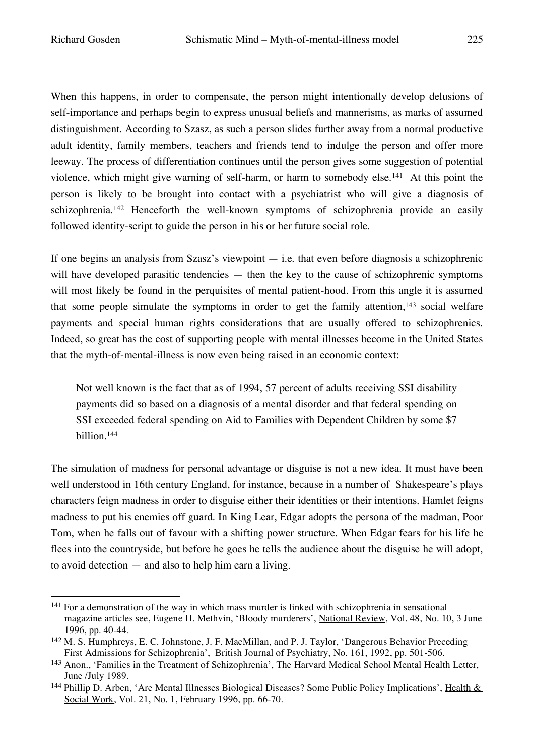When this happens, in order to compensate, the person might intentionally develop delusions of self-importance and perhaps begin to express unusual beliefs and mannerisms, as marks of assumed distinguishment. According to Szasz, as such a person slides further away from a normal productive adult identity, family members, teachers and friends tend to indulge the person and offer more leeway. The process of differentiation continues until the person gives some suggestion of potential violence, which might give warning of self-harm, or harm to somebody else.[141] At this point the person is likely to be brought into contact with a psychiatrist who will give a diagnosis of schizophrenia.[142] Henceforth the well-known symptoms of schizophrenia provide an easily followed identity-script to guide the person in his or her future social role.

If one begins an analysis from Szasz's viewpoint — i.e. that even before diagnosis a schizophrenic will have developed parasitic tendencies — then the key to the cause of schizophrenic symptoms will most likely be found in the perquisites of mental patient-hood. From this angle it is assumed that some people simulate the symptoms in order to get the family attention,[143] social welfare payments and special human rights considerations that are usually offered to schizophrenics. Indeed, so great has the cost of supporting people with mental illnesses become in the United States that the myth-of-mental-illness is now even being raised in an economic context:

> Not well known is the fact that as of 1994, 57 percent of adults receiving SSI disability payments did so based on a diagnosis of a mental disorder and that federal spending on SSI exceeded federal spending on Aid to Families with Dependent Children by some $7 billion.[144]

The simulation of madness for personal advantage or disguise is not a new idea. It must have been well understood in 16th century England, for instance, because in a number of Shakespeare's plays characters feign madness in order to disguise either their identities or their intentions. Hamlet feigns madness to put his enemies off guard. In King Lear, Edgar adopts the persona of the madman, Poor Tom, when he falls out of favour with a shifting power structure. When Edgar fears for his life he flees into the countryside, but before he goes he tells the audience about the disguise he will adopt, to avoid detection — and also to help him earn a living.

---

[141] For a demonstration of the way in which mass murder is linked with schizophrenia in sensational magazine articles see, Eugene H. Methvin, 'Bloody murderers', National Review, Vol. 48, No. 10, 3 June 1996, pp. 40-44.

[142] M. S. Humphreys, E. C. Johnstone, J. F. MacMillan, and P. J. Taylor, 'Dangerous Behavior Preceding First Admissions for Schizophrenia', British Journal of Psychiatry, No. 161, 1992, pp. 501-506.

[143] Anon., 'Families in the Treatment of Schizophrenia', The Harvard Medical School Mental Health Letter, June /July 1989.

[144] Phillip D. Arben, 'Are Mental Illnesses Biological Diseases? Some Public Policy Implications', Health & Social Work, Vol. 21, No. 1, February 1996, pp. 66-70.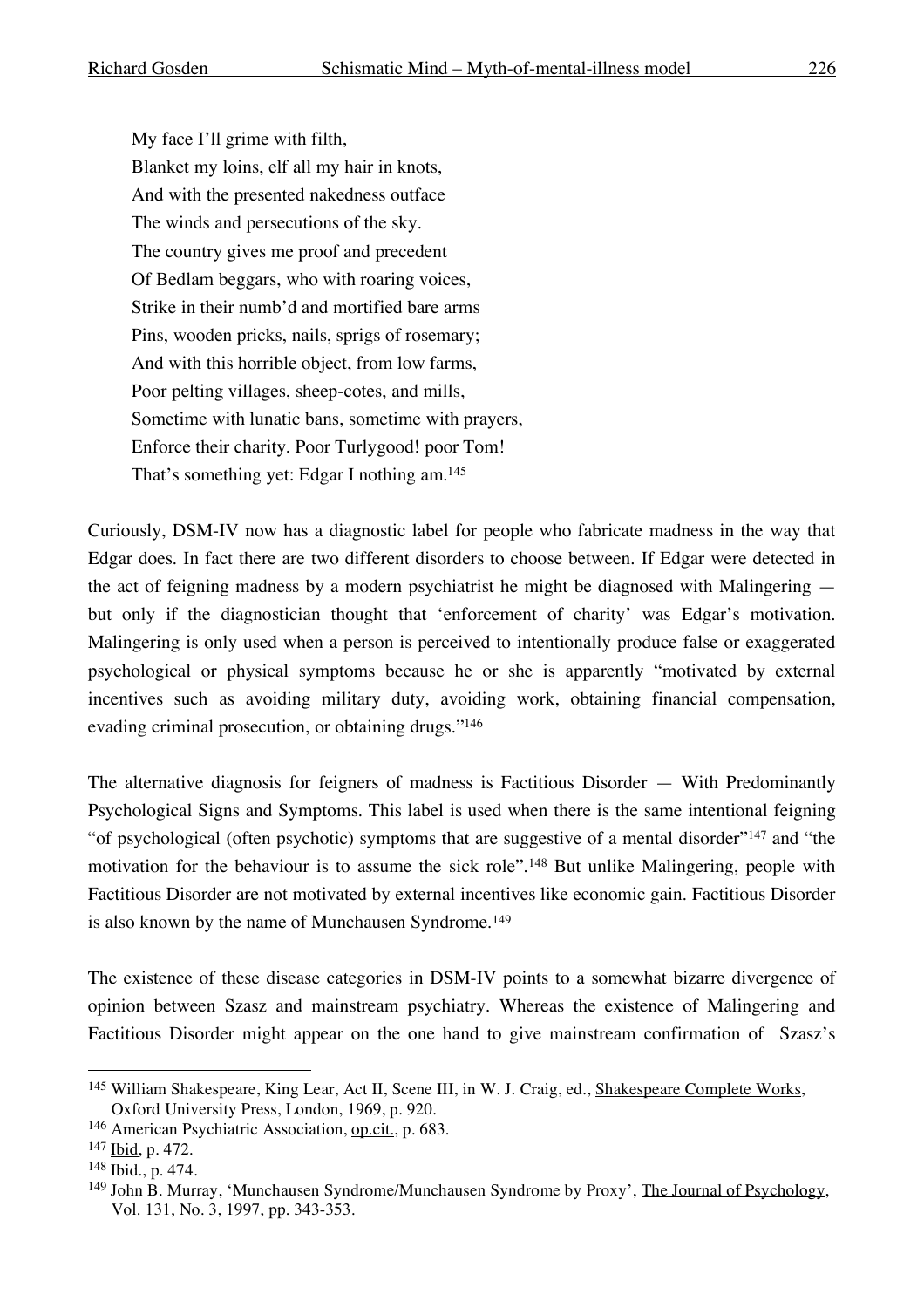My face I'll grime with filth,  
Blanket my loins, elf all my hair in knots,  
And with the presented nakedness outface  
The winds and persecutions of the sky.  
The country gives me proof and precedent  
Of Bedlam beggars, who with roaring voices,  
Strike in their numb'd and mortified bare arms  
Pins, wooden pricks, nails, sprigs of rosemary;  
And with this horrible object, from low farms,  
Poor pelting villages, sheep-cotes, and mills,  
Sometime with lunatic bans, sometime with prayers,  
Enforce their charity. Poor Turlygood! poor Tom!  
That's something yet: Edgar I nothing am.[145]

Curiously, DSM-IV now has a diagnostic label for people who fabricate madness in the way that Edgar does. In fact there are two different disorders to choose between. If Edgar were detected in the act of feigning madness by a modern psychiatrist he might be diagnosed with Malingering — but only if the diagnostician thought that 'enforcement of charity' was Edgar's motivation. Malingering is only used when a person is perceived to intentionally produce false or exaggerated psychological or physical symptoms because he or she is apparently "motivated by external incentives such as avoiding military duty, avoiding work, obtaining financial compensation, evading criminal prosecution, or obtaining drugs."[146]

The alternative diagnosis for feigners of madness is Factitious Disorder — With Predominantly Psychological Signs and Symptoms. This label is used when there is the same intentional feigning "of psychological (often psychotic) symptoms that are suggestive of a mental disorder"[147] and "the motivation for the behaviour is to assume the sick role".[148] But unlike Malingering, people with Factitious Disorder are not motivated by external incentives like economic gain. Factitious Disorder is also known by the name of Munchausen Syndrome.[149]

The existence of these disease categories in DSM-IV points to a somewhat bizarre divergence of opinion between Szasz and mainstream psychiatry. Whereas the existence of Malingering and Factitious Disorder might appear on the one hand to give mainstream confirmation of Szasz's

---

[145] William Shakespeare, King Lear, Act II, Scene III, in W. J. Craig, ed., Shakespeare Complete Works, Oxford University Press, London, 1969, p. 920.

[146] American Psychiatric Association, op.cit., p. 683.

[147] Ibid, p. 472.

[148] Ibid., p. 474.

[149] John B. Murray, 'Munchausen Syndrome/Munchausen Syndrome by Proxy', The Journal of Psychology, Vol. 131, No. 3, 1997, pp. 343-353.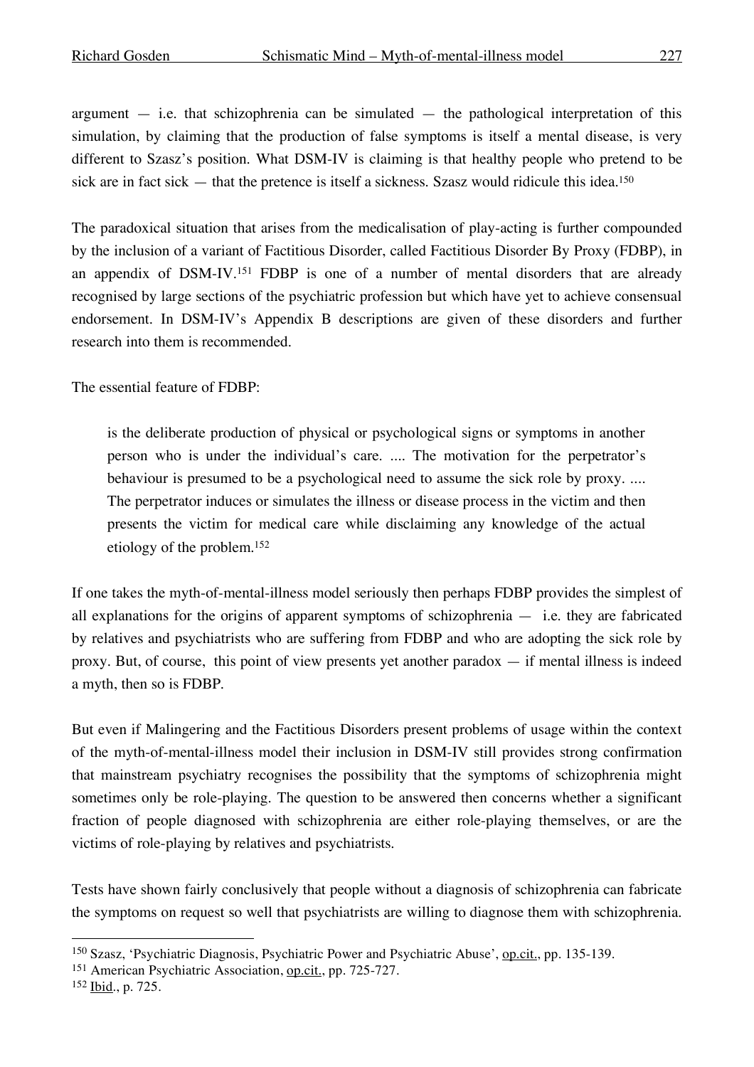argument — i.e. that schizophrenia can be simulated — the pathological interpretation of this simulation, by claiming that the production of false symptoms is itself a mental disease, is very different to Szasz's position. What DSM-IV is claiming is that healthy people who pretend to be sick are in fact sick — that the pretence is itself a sickness. Szasz would ridicule this idea.[150]

The paradoxical situation that arises from the medicalisation of play-acting is further compounded by the inclusion of a variant of Factitious Disorder, called Factitious Disorder By Proxy (FDBP), in an appendix of DSM-IV.[151] FDBP is one of a number of mental disorders that are already recognised by large sections of the psychiatric profession but which have yet to achieve consensual endorsement. In DSM-IV's Appendix B descriptions are given of these disorders and further research into them is recommended.

The essential feature of FDBP:

> is the deliberate production of physical or psychological signs or symptoms in another person who is under the individual's care. .... The motivation for the perpetrator's behaviour is presumed to be a psychological need to assume the sick role by proxy. .... The perpetrator induces or simulates the illness or disease process in the victim and then presents the victim for medical care while disclaiming any knowledge of the actual etiology of the problem.[152]

If one takes the myth-of-mental-illness model seriously then perhaps FDBP provides the simplest of all explanations for the origins of apparent symptoms of schizophrenia — i.e. they are fabricated by relatives and psychiatrists who are suffering from FDBP and who are adopting the sick role by proxy. But, of course, this point of view presents yet another paradox — if mental illness is indeed a myth, then so is FDBP.

But even if Malingering and the Factitious Disorders present problems of usage within the context of the myth-of-mental-illness model their inclusion in DSM-IV still provides strong confirmation that mainstream psychiatry recognises the possibility that the symptoms of schizophrenia might sometimes only be role-playing. The question to be answered then concerns whether a significant fraction of people diagnosed with schizophrenia are either role-playing themselves, or are the victims of role-playing by relatives and psychiatrists.

Tests have shown fairly conclusively that people without a diagnosis of schizophrenia can fabricate the symptoms on request so well that psychiatrists are willing to diagnose them with schizophrenia.

---

[150] Szasz, 'Psychiatric Diagnosis, Psychiatric Power and Psychiatric Abuse', op.cit., pp. 135-139.

[151] American Psychiatric Association, op.cit., pp. 725-727.

[152] Ibid., p. 725.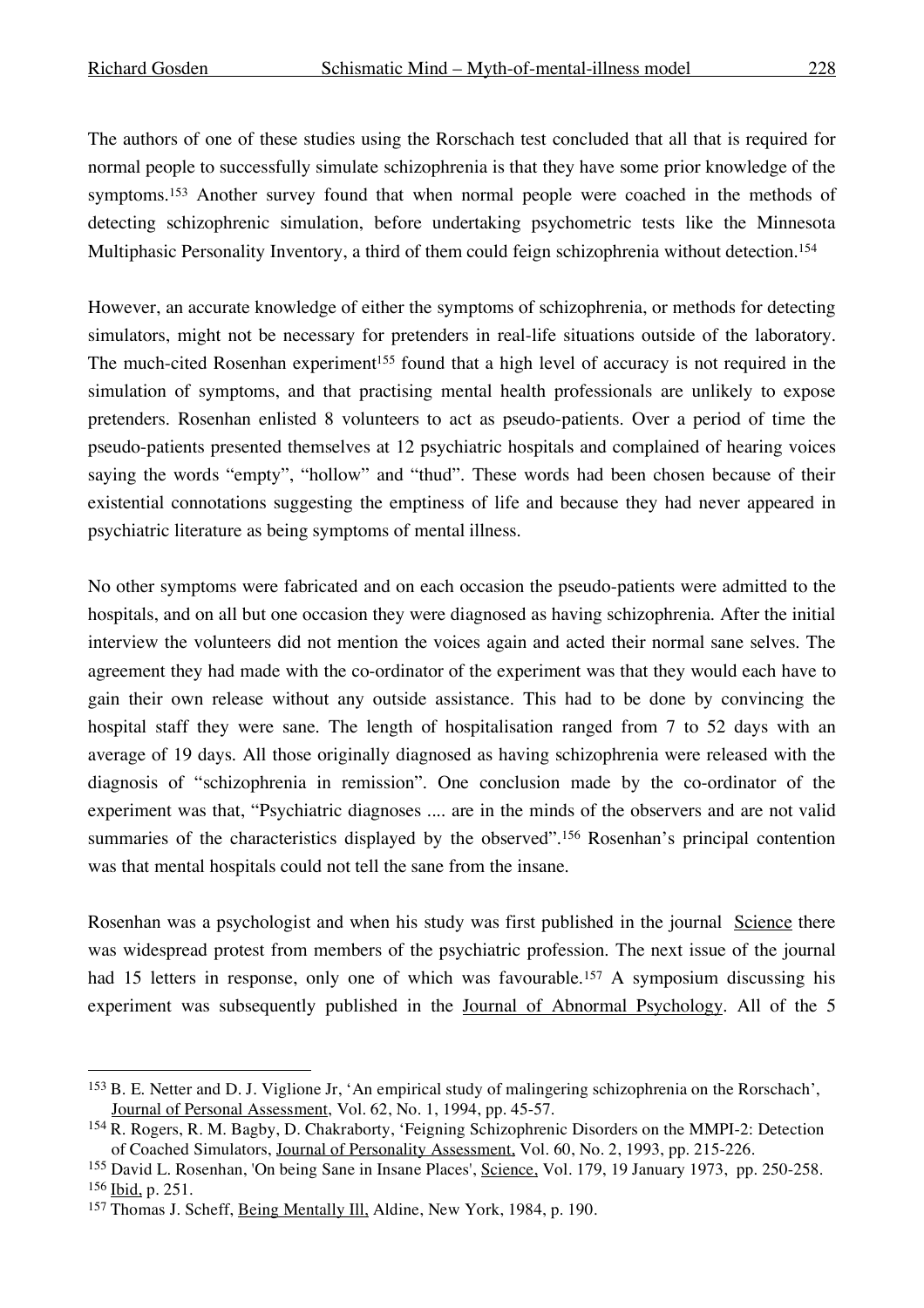The authors of one of these studies using the Rorschach test concluded that all that is required for normal people to successfully simulate schizophrenia is that they have some prior knowledge of the symptoms.[153] Another survey found that when normal people were coached in the methods of detecting schizophrenic simulation, before undertaking psychometric tests like the Minnesota Multiphasic Personality Inventory, a third of them could feign schizophrenia without detection.[154]

However, an accurate knowledge of either the symptoms of schizophrenia, or methods for detecting simulators, might not be necessary for pretenders in real-life situations outside of the laboratory. The much-cited Rosenhan experiment[155] found that a high level of accuracy is not required in the simulation of symptoms, and that practising mental health professionals are unlikely to expose pretenders. Rosenhan enlisted 8 volunteers to act as pseudo-patients. Over a period of time the pseudo-patients presented themselves at 12 psychiatric hospitals and complained of hearing voices saying the words "empty", "hollow" and "thud". These words had been chosen because of their existential connotations suggesting the emptiness of life and because they had never appeared in psychiatric literature as being symptoms of mental illness.

No other symptoms were fabricated and on each occasion the pseudo-patients were admitted to the hospitals, and on all but one occasion they were diagnosed as having schizophrenia. After the initial interview the volunteers did not mention the voices again and acted their normal sane selves. The agreement they had made with the co-ordinator of the experiment was that they would each have to gain their own release without any outside assistance. This had to be done by convincing the hospital staff they were sane. The length of hospitalisation ranged from 7 to 52 days with an average of 19 days. All those originally diagnosed as having schizophrenia were released with the diagnosis of "schizophrenia in remission". One conclusion made by the co-ordinator of the experiment was that, "Psychiatric diagnoses .... are in the minds of the observers and are not valid summaries of the characteristics displayed by the observed".[156] Rosenhan's principal contention was that mental hospitals could not tell the sane from the insane.

Rosenhan was a psychologist and when his study was first published in the journal Science there was widespread protest from members of the psychiatric profession. The next issue of the journal had 15 letters in response, only one of which was favourable.[157] A symposium discussing his experiment was subsequently published in the Journal of Abnormal Psychology. All of the 5

---

[153] B. E. Netter and D. J. Viglione Jr, 'An empirical study of malingering schizophrenia on the Rorschach', Journal of Personal Assessment, Vol. 62, No. 1, 1994, pp. 45-57.

[154] R. Rogers, R. M. Bagby, D. Chakraborty, 'Feigning Schizophrenic Disorders on the MMPI-2: Detection of Coached Simulators, Journal of Personality Assessment, Vol. 60, No. 2, 1993, pp. 215-226.

[155] David L. Rosenhan, 'On being Sane in Insane Places', Science, Vol. 179, 19 January 1973, pp. 250-258.

[156] Ibid, p. 251.

[157] Thomas J. Scheff, Being Mentally Ill, Aldine, New York, 1984, p. 190.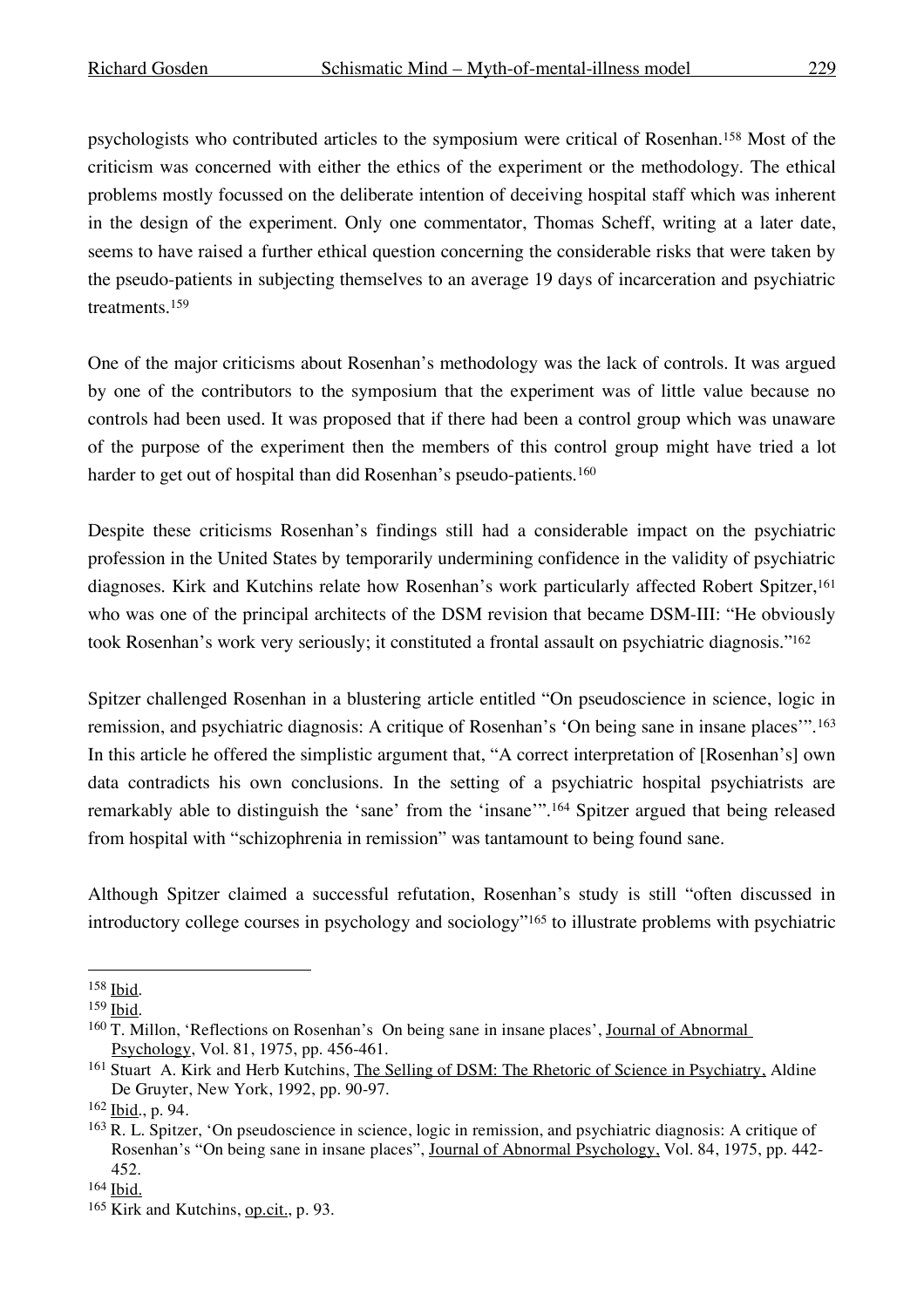psychologists who contributed articles to the symposium were critical of Rosenhan.[158] Most of the criticism was concerned with either the ethics of the experiment or the methodology. The ethical problems mostly focussed on the deliberate intention of deceiving hospital staff which was inherent in the design of the experiment. Only one commentator, Thomas Scheff, writing at a later date, seems to have raised a further ethical question concerning the considerable risks that were taken by the pseudo-patients in subjecting themselves to an average 19 days of incarceration and psychiatric treatments.[159]

One of the major criticisms about Rosenhan's methodology was the lack of controls. It was argued by one of the contributors to the symposium that the experiment was of little value because no controls had been used. It was proposed that if there had been a control group which was unaware of the purpose of the experiment then the members of this control group might have tried a lot harder to get out of hospital than did Rosenhan's pseudo-patients.[160]

Despite these criticisms Rosenhan's findings still had a considerable impact on the psychiatric profession in the United States by temporarily undermining confidence in the validity of psychiatric diagnoses. Kirk and Kutchins relate how Rosenhan's work particularly affected Robert Spitzer,[161] who was one of the principal architects of the DSM revision that became DSM-III: "He obviously took Rosenhan's work very seriously; it constituted a frontal assault on psychiatric diagnosis."[162]

Spitzer challenged Rosenhan in a blustering article entitled "On pseudoscience in science, logic in remission, and psychiatric diagnosis: A critique of Rosenhan's 'On being sane in insane places'".[163] In this article he offered the simplistic argument that, "A correct interpretation of [Rosenhan's] own data contradicts his own conclusions. In the setting of a psychiatric hospital psychiatrists are remarkably able to distinguish the 'sane' from the 'insane'".[164] Spitzer argued that being released from hospital with "schizophrenia in remission" was tantamount to being found sane.

Although Spitzer claimed a successful refutation, Rosenhan's study is still "often discussed in introductory college courses in psychology and sociology"[165] to illustrate problems with psychiatric

---

[158] Ibid.

[159] Ibid.

[160] T. Millon, 'Reflections on Rosenhan's On being sane in insane places', Journal of Abnormal Psychology, Vol. 81, 1975, pp. 456-461.

[161] Stuart A. Kirk and Herb Kutchins, The Selling of DSM: The Rhetoric of Science in Psychiatry, Aldine De Gruyter, New York, 1992, pp. 90-97.

[162] Ibid., p. 94.

[163] R. L. Spitzer, 'On pseudoscience in science, logic in remission, and psychiatric diagnosis: A critique of Rosenhan's "On being sane in insane places", Journal of Abnormal Psychology, Vol. 84, 1975, pp. 442-452.

[164] Ibid.

[165] Kirk and Kutchins, op.cit., p. 93.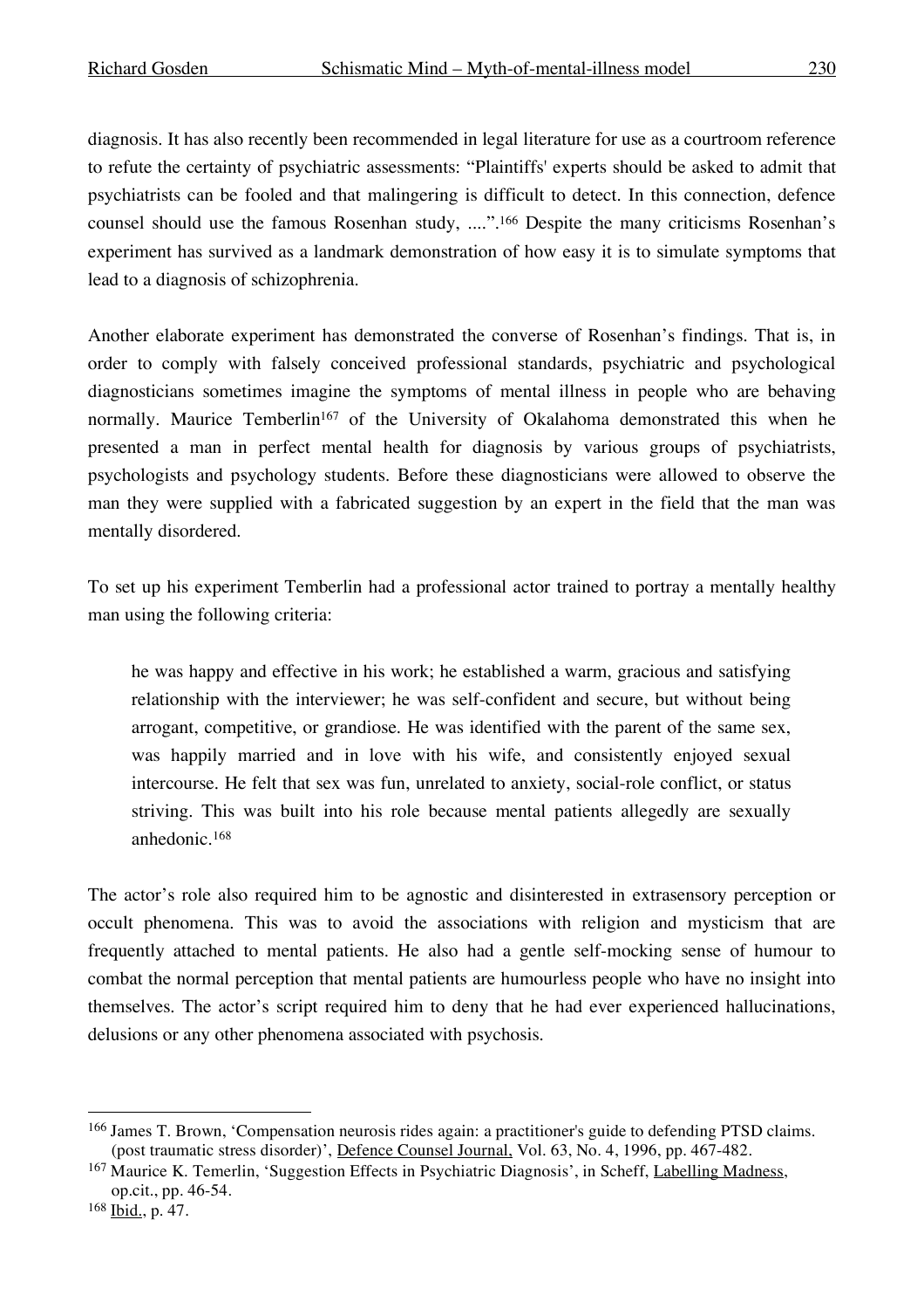diagnosis. It has also recently been recommended in legal literature for use as a courtroom reference to refute the certainty of psychiatric assessments: “Plaintiffs' experts should be asked to admit that psychiatrists can be fooled and that malingering is difficult to detect. In this connection, defence counsel should use the famous Rosenhan study, ....”.[166] Despite the many criticisms Rosenhan’s experiment has survived as a landmark demonstration of how easy it is to simulate symptoms that lead to a diagnosis of schizophrenia.

Another elaborate experiment has demonstrated the converse of Rosenhan’s findings. That is, in order to comply with falsely conceived professional standards, psychiatric and psychological diagnosticians sometimes imagine the symptoms of mental illness in people who are behaving normally. Maurice Temberlin[167] of the University of Okalahoma demonstrated this when he presented a man in perfect mental health for diagnosis by various groups of psychiatrists, psychologists and psychology students. Before these diagnosticians were allowed to observe the man they were supplied with a fabricated suggestion by an expert in the field that the man was mentally disordered.

To set up his experiment Temberlin had a professional actor trained to portray a mentally healthy man using the following criteria:

> he was happy and effective in his work; he established a warm, gracious and satisfying relationship with the interviewer; he was self-confident and secure, but without being arrogant, competitive, or grandiose. He was identified with the parent of the same sex, was happily married and in love with his wife, and consistently enjoyed sexual intercourse. He felt that sex was fun, unrelated to anxiety, social-role conflict, or status striving. This was built into his role because mental patients allegedly are sexually anhedonic.[168]

The actor’s role also required him to be agnostic and disinterested in extrasensory perception or occult phenomena. This was to avoid the associations with religion and mysticism that are frequently attached to mental patients. He also had a gentle self-mocking sense of humour to combat the normal perception that mental patients are humourless people who have no insight into themselves. The actor’s script required him to deny that he had ever experienced hallucinations, delusions or any other phenomena associated with psychosis.

---

[166] James T. Brown, ‘Compensation neurosis rides again: a practitioner's guide to defending PTSD claims. (post traumatic stress disorder)’, Defence Counsel Journal, Vol. 63, No. 4, 1996, pp. 467-482.

[167] Maurice K. Temerlin, ‘Suggestion Effects in Psychiatric Diagnosis’, in Scheff, Labelling Madness, op.cit., pp. 46-54.

[168] Ibid., p. 47.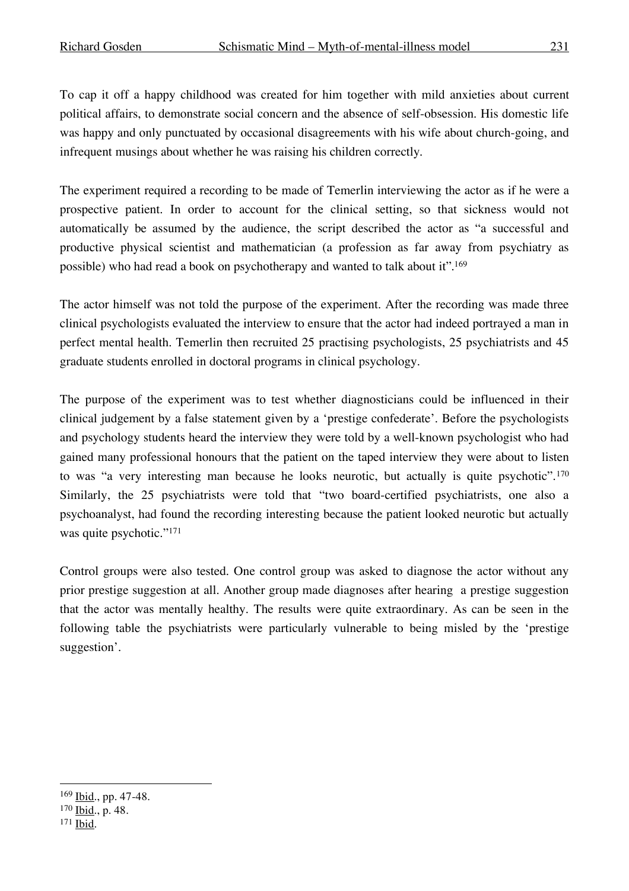To cap it off a happy childhood was created for him together with mild anxieties about current political affairs, to demonstrate social concern and the absence of self-obsession. His domestic life was happy and only punctuated by occasional disagreements with his wife about church-going, and infrequent musings about whether he was raising his children correctly.

The experiment required a recording to be made of Temerlin interviewing the actor as if he were a prospective patient. In order to account for the clinical setting, so that sickness would not automatically be assumed by the audience, the script described the actor as "a successful and productive physical scientist and mathematician (a profession as far away from psychiatry as possible) who had read a book on psychotherapy and wanted to talk about it".[169]

The actor himself was not told the purpose of the experiment. After the recording was made three clinical psychologists evaluated the interview to ensure that the actor had indeed portrayed a man in perfect mental health. Temerlin then recruited 25 practising psychologists, 25 psychiatrists and 45 graduate students enrolled in doctoral programs in clinical psychology.

The purpose of the experiment was to test whether diagnosticians could be influenced in their clinical judgement by a false statement given by a 'prestige confederate'. Before the psychologists and psychology students heard the interview they were told by a well-known psychologist who had gained many professional honours that the patient on the taped interview they were about to listen to was "a very interesting man because he looks neurotic, but actually is quite psychotic".[170] Similarly, the 25 psychiatrists were told that "two board-certified psychiatrists, one also a psychoanalyst, had found the recording interesting because the patient looked neurotic but actually was quite psychotic."[171]

Control groups were also tested. One control group was asked to diagnose the actor without any prior prestige suggestion at all. Another group made diagnoses after hearing a prestige suggestion that the actor was mentally healthy. The results were quite extraordinary. As can be seen in the following table the psychiatrists were particularly vulnerable to being misled by the 'prestige suggestion'.

---

[169] Ibid., pp. 47-48.

[170] Ibid., p. 48.

[171] Ibid.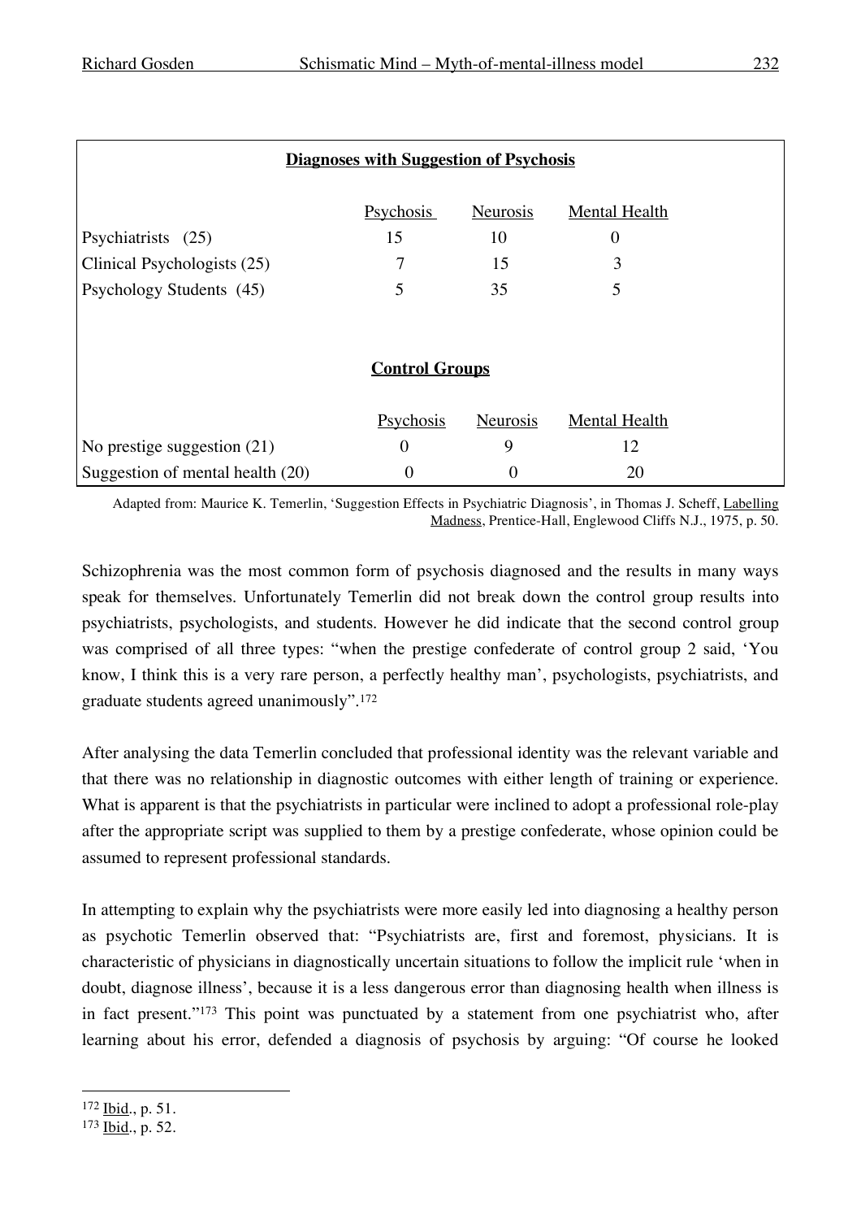**Diagnoses with Suggestion of Psychosis**

| | Psychosis | Neurosis | Mental Health |
|---|---|---|---|
| Psychiatrists (25) | 15 | 10 | 0 |
| Clinical Psychologists (25) | 7 | 15 | 3 |
| Psychology Students (45) | 5 | 35 | 5 |

**Control Groups**

| | Psychosis | Neurosis | Mental Health |
|---|---|---|---|
| No prestige suggestion (21) | 0 | 9 | 12 |
| Suggestion of mental health (20) | 0 | 0 | 20 |

Adapted from: Maurice K. Temerlin, 'Suggestion Effects in Psychiatric Diagnosis', in Thomas J. Scheff, Labelling Madness, Prentice-Hall, Englewood Cliffs N.J., 1975, p. 50.

Schizophrenia was the most common form of psychosis diagnosed and the results in many ways speak for themselves. Unfortunately Temerlin did not break down the control group results into psychiatrists, psychologists, and students. However he did indicate that the second control group was comprised of all three types: "when the prestige confederate of control group 2 said, 'You know, I think this is a very rare person, a perfectly healthy man', psychologists, psychiatrists, and graduate students agreed unanimously".[172]

After analysing the data Temerlin concluded that professional identity was the relevant variable and that there was no relationship in diagnostic outcomes with either length of training or experience. What is apparent is that the psychiatrists in particular were inclined to adopt a professional role-play after the appropriate script was supplied to them by a prestige confederate, whose opinion could be assumed to represent professional standards.

In attempting to explain why the psychiatrists were more easily led into diagnosing a healthy person as psychotic Temerlin observed that: "Psychiatrists are, first and foremost, physicians. It is characteristic of physicians in diagnostically uncertain situations to follow the implicit rule 'when in doubt, diagnose illness', because it is a less dangerous error than diagnosing health when illness is in fact present."[173] This point was punctuated by a statement from one psychiatrist who, after learning about his error, defended a diagnosis of psychosis by arguing: "Of course he looked

[172] Ibid., p. 51.
[173] Ibid., p. 52.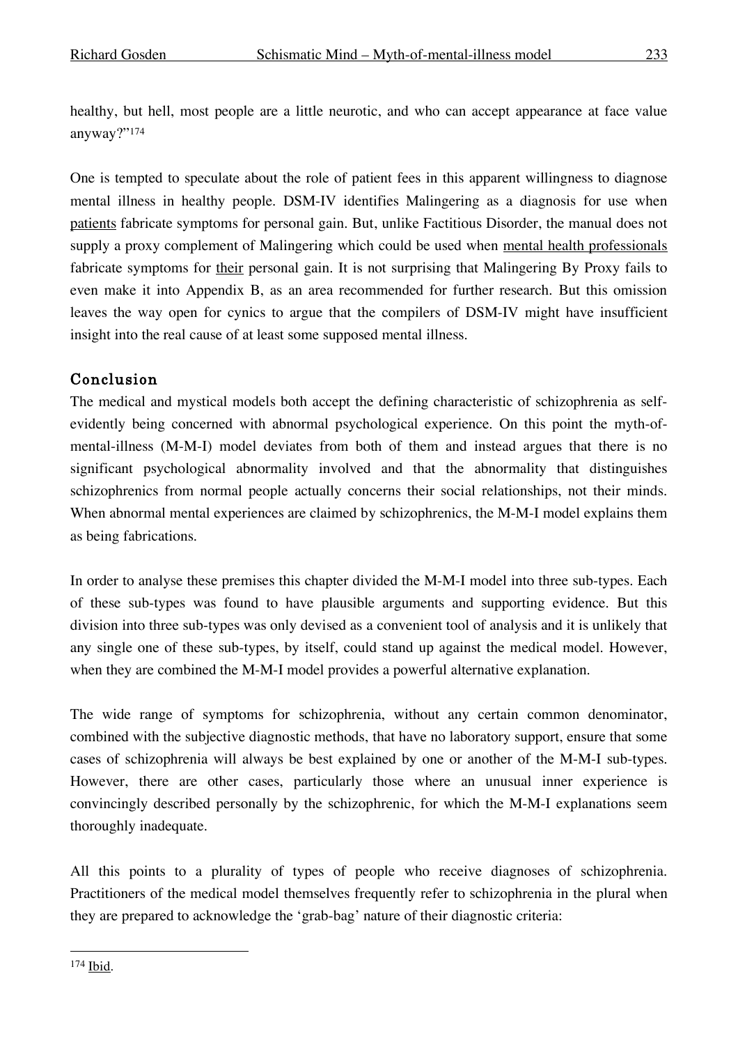healthy, but hell, most people are a little neurotic, and who can accept appearance at face value anyway?"[174]

One is tempted to speculate about the role of patient fees in this apparent willingness to diagnose mental illness in healthy people. DSM-IV identifies Malingering as a diagnosis for use when patients fabricate symptoms for personal gain. But, unlike Factitious Disorder, the manual does not supply a proxy complement of Malingering which could be used when mental health professionals fabricate symptoms for their personal gain. It is not surprising that Malingering By Proxy fails to even make it into Appendix B, as an area recommended for further research. But this omission leaves the way open for cynics to argue that the compilers of DSM-IV might have insufficient insight into the real cause of at least some supposed mental illness.

## Conclusion

The medical and mystical models both accept the defining characteristic of schizophrenia as self-evidently being concerned with abnormal psychological experience. On this point the myth-of-mental-illness (M-M-I) model deviates from both of them and instead argues that there is no significant psychological abnormality involved and that the abnormality that distinguishes schizophrenics from normal people actually concerns their social relationships, not their minds. When abnormal mental experiences are claimed by schizophrenics, the M-M-I model explains them as being fabrications.

In order to analyse these premises this chapter divided the M-M-I model into three sub-types. Each of these sub-types was found to have plausible arguments and supporting evidence. But this division into three sub-types was only devised as a convenient tool of analysis and it is unlikely that any single one of these sub-types, by itself, could stand up against the medical model. However, when they are combined the M-M-I model provides a powerful alternative explanation.

The wide range of symptoms for schizophrenia, without any certain common denominator, combined with the subjective diagnostic methods, that have no laboratory support, ensure that some cases of schizophrenia will always be best explained by one or another of the M-M-I sub-types. However, there are other cases, particularly those where an unusual inner experience is convincingly described personally by the schizophrenic, for which the M-M-I explanations seem thoroughly inadequate.

All this points to a plurality of types of people who receive diagnoses of schizophrenia. Practitioners of the medical model themselves frequently refer to schizophrenia in the plural when they are prepared to acknowledge the 'grab-bag' nature of their diagnostic criteria:

---

[174] Ibid.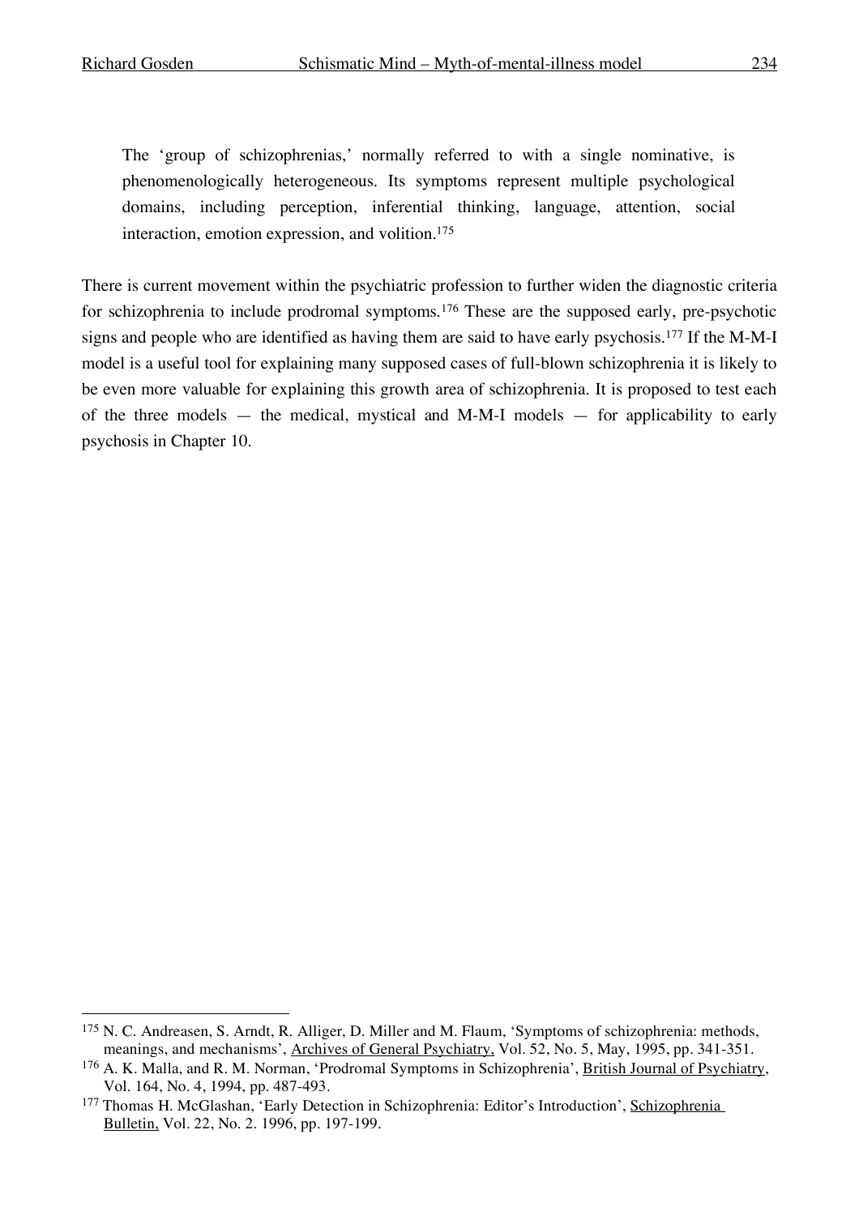> The 'group of schizophrenias,' normally referred to with a single nominative, is phenomenologically heterogeneous. Its symptoms represent multiple psychological domains, including perception, inferential thinking, language, attention, social interaction, emotion expression, and volition.[175]

There is current movement within the psychiatric profession to further widen the diagnostic criteria for schizophrenia to include prodromal symptoms.[176] These are the supposed early, pre-psychotic signs and people who are identified as having them are said to have early psychosis.[177] If the M-M-I model is a useful tool for explaining many supposed cases of full-blown schizophrenia it is likely to be even more valuable for explaining this growth area of schizophrenia. It is proposed to test each of the three models — the medical, mystical and M-M-I models — for applicability to early psychosis in Chapter 10.

---

[175] N. C. Andreasen, S. Arndt, R. Alliger, D. Miller and M. Flaum, 'Symptoms of schizophrenia: methods, meanings, and mechanisms', Archives of General Psychiatry, Vol. 52, No. 5, May, 1995, pp. 341-351.

[176] A. K. Malla, and R. M. Norman, 'Prodromal Symptoms in Schizophrenia', British Journal of Psychiatry, Vol. 164, No. 4, 1994, pp. 487-493.

[177] Thomas H. McGlashan, 'Early Detection in Schizophrenia: Editor's Introduction', Schizophrenia Bulletin, Vol. 22, No. 2. 1996, pp. 197-199.